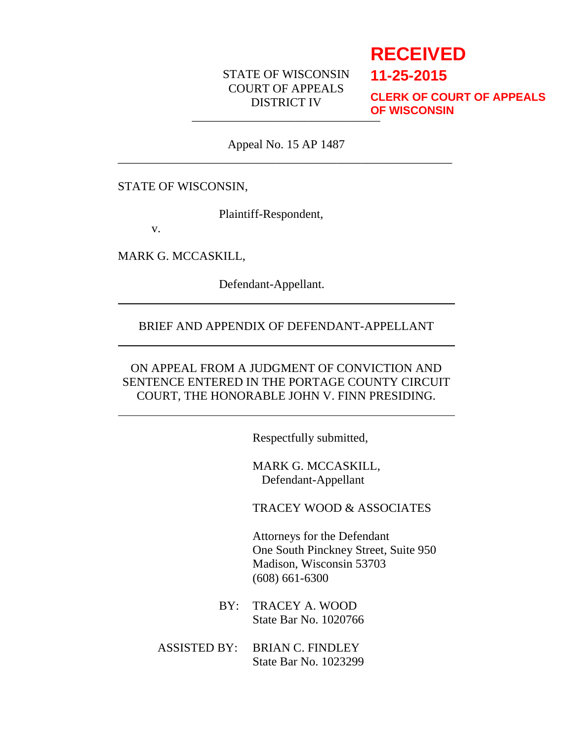**RECEIVED**
**11-25-2015**
**CLERK OF COURT OF APPEALS OF WISCONSIN**

STATE OF WISCONSIN
COURT OF APPEALS
DISTRICT IV

---

Appeal No. 15 AP 1487

---

STATE OF WISCONSIN,

Plaintiff-Respondent,

v.

MARK G. MCCASKILL,

Defendant-Appellant.

---

BRIEF AND APPENDIX OF DEFENDANT-APPELLANT

---

ON APPEAL FROM A JUDGMENT OF CONVICTION AND SENTENCE ENTERED IN THE PORTAGE COUNTY CIRCUIT COURT, THE HONORABLE JOHN V. FINN PRESIDING.

---

Respectfully submitted,

MARK G. MCCASKILL,
Defendant-Appellant

TRACEY WOOD & ASSOCIATES

Attorneys for the Defendant
One South Pinckney Street, Suite 950
Madison, Wisconsin 53703
(608) 661-6300

BY: TRACEY A. WOOD
State Bar No. 1020766

ASSISTED BY: BRIAN C. FINDLEY
State Bar No. 1023299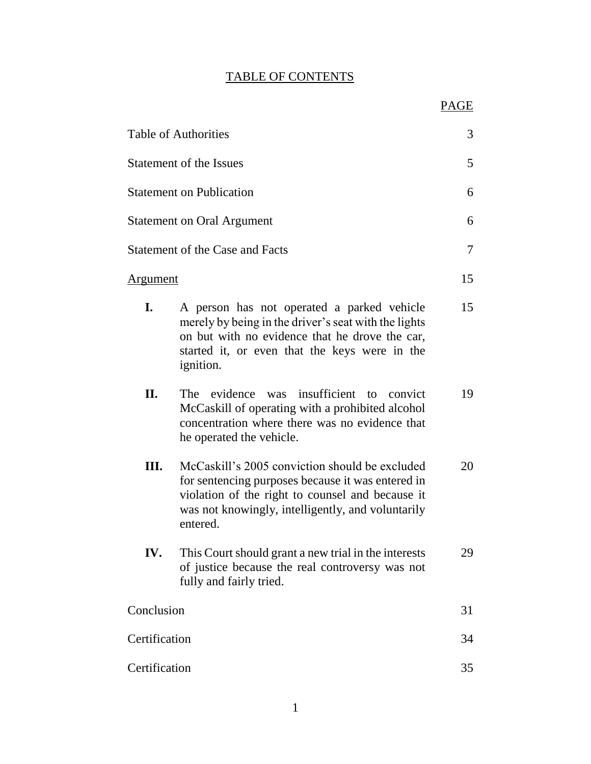# TABLE OF CONTENTS

| | PAGE |
|---|---|
| Table of Authorities | 3 |
| Statement of the Issues | 5 |
| Statement on Publication | 6 |
| Statement on Oral Argument | 6 |
| Statement of the Case and Facts | 7 |
| Argument | 15 |
| **I.** A person has not operated a parked vehicle merely by being in the driver's seat with the lights on but with no evidence that he drove the car, started it, or even that the keys were in the ignition. | 15 |
| **II.** The evidence was insufficient to convict McCaskill of operating with a prohibited alcohol concentration where there was no evidence that he operated the vehicle. | 19 |
| **III.** McCaskill's 2005 conviction should be excluded for sentencing purposes because it was entered in violation of the right to counsel and because it was not knowingly, intelligently, and voluntarily entered. | 20 |
| **IV.** This Court should grant a new trial in the interests of justice because the real controversy was not fully and fairly tried. | 29 |
| Conclusion | 31 |
| Certification | 34 |
| Certification | 35 |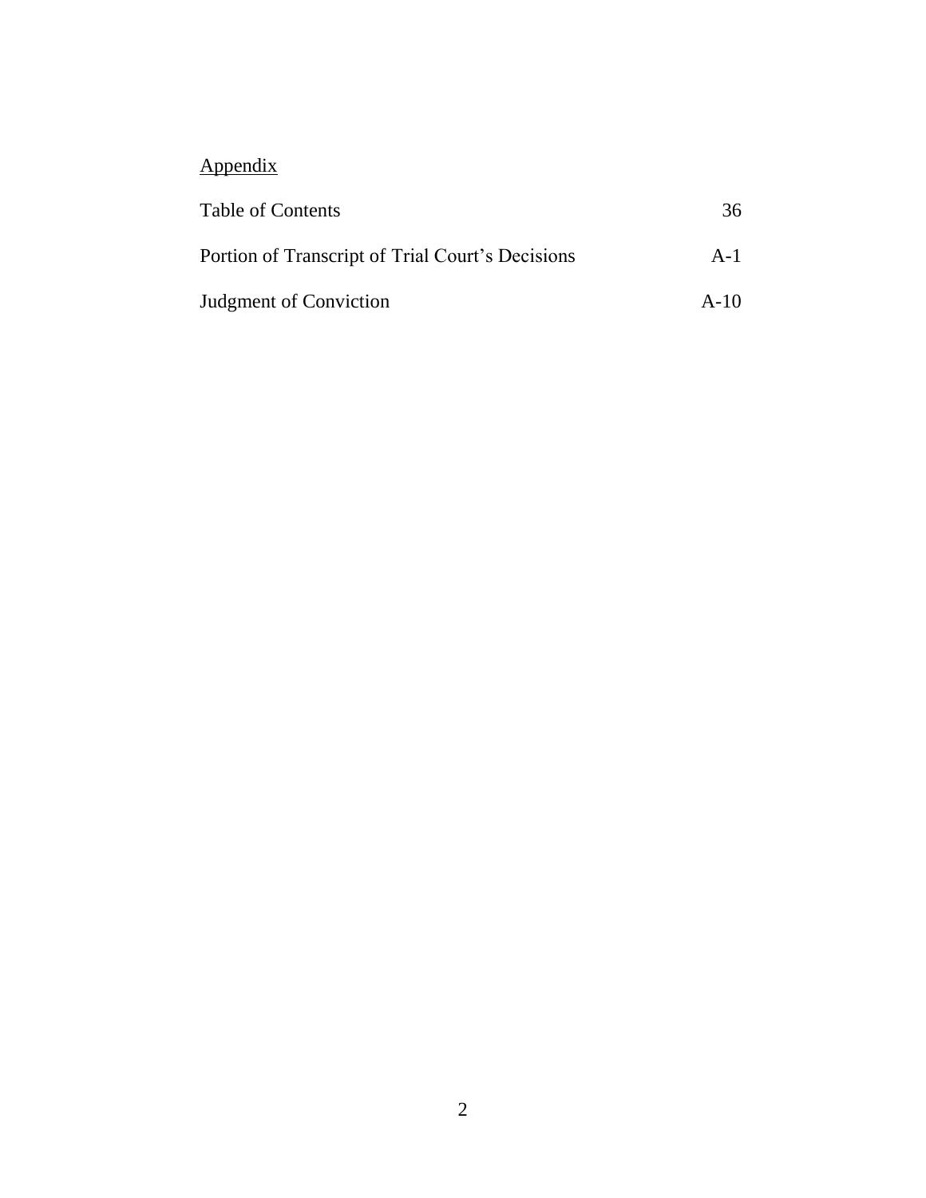<u>Appendix</u>

| | |
|---|---|
| Table of Contents | 36 |
| Portion of Transcript of Trial Court's Decisions | A-1 |
| Judgment of Conviction | A-10 |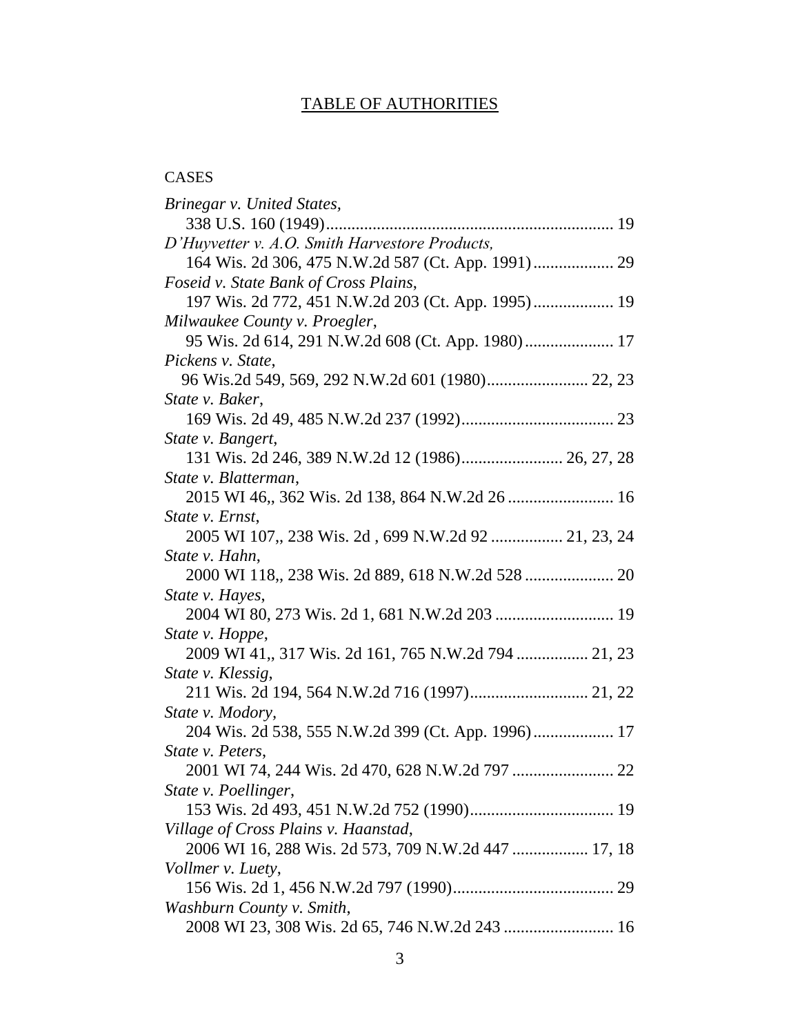## TABLE OF AUTHORITIES

CASES

*Brinegar v. United States*,
338 U.S. 160 (1949) .................................................................... 19

*D'Huyvetter v. A.O. Smith Harvestore Products,*
164 Wis. 2d 306, 475 N.W.2d 587 (Ct. App. 1991) ................... 29

*Foseid v. State Bank of Cross Plains*,
197 Wis. 2d 772, 451 N.W.2d 203 (Ct. App. 1995) ................... 19

*Milwaukee County v. Proegler*,
95 Wis. 2d 614, 291 N.W.2d 608 (Ct. App. 1980) ..................... 17

*Pickens v. State*,
96 Wis.2d 549, 569, 292 N.W.2d 601 (1980) ........................ 22, 23

*State v. Baker*,
169 Wis. 2d 49, 485 N.W.2d 237 (1992) .................................... 23

*State v. Bangert*,
131 Wis. 2d 246, 389 N.W.2d 12 (1986) ........................ 26, 27, 28

*State v. Blatterman*,
2015 WI 46,, 362 Wis. 2d 138, 864 N.W.2d 26 ......................... 16

*State v. Ernst*,
2005 WI 107,, 238 Wis. 2d , 699 N.W.2d 92 ................. 21, 23, 24

*State v. Hahn*,
2000 WI 118,, 238 Wis. 2d 889, 618 N.W.2d 528 ..................... 20

*State v. Hayes*,
2004 WI 80, 273 Wis. 2d 1, 681 N.W.2d 203 ............................ 19

*State v. Hoppe*,
2009 WI 41,, 317 Wis. 2d 161, 765 N.W.2d 794 ................. 21, 23

*State v. Klessig*,
211 Wis. 2d 194, 564 N.W.2d 716 (1997) ............................ 21, 22

*State v. Modory*,
204 Wis. 2d 538, 555 N.W.2d 399 (Ct. App. 1996) ................... 17

*State v. Peters*,
2001 WI 74, 244 Wis. 2d 470, 628 N.W.2d 797 ........................ 22

*State v. Poellinger*,
153 Wis. 2d 493, 451 N.W.2d 752 (1990) .................................. 19

*Village of Cross Plains v. Haanstad*,
2006 WI 16, 288 Wis. 2d 573, 709 N.W.2d 447 .................. 17, 18

*Vollmer v. Luety*,
156 Wis. 2d 1, 456 N.W.2d 797 (1990) ...................................... 29

*Washburn County v. Smith*,
2008 WI 23, 308 Wis. 2d 65, 746 N.W.2d 243 .......................... 16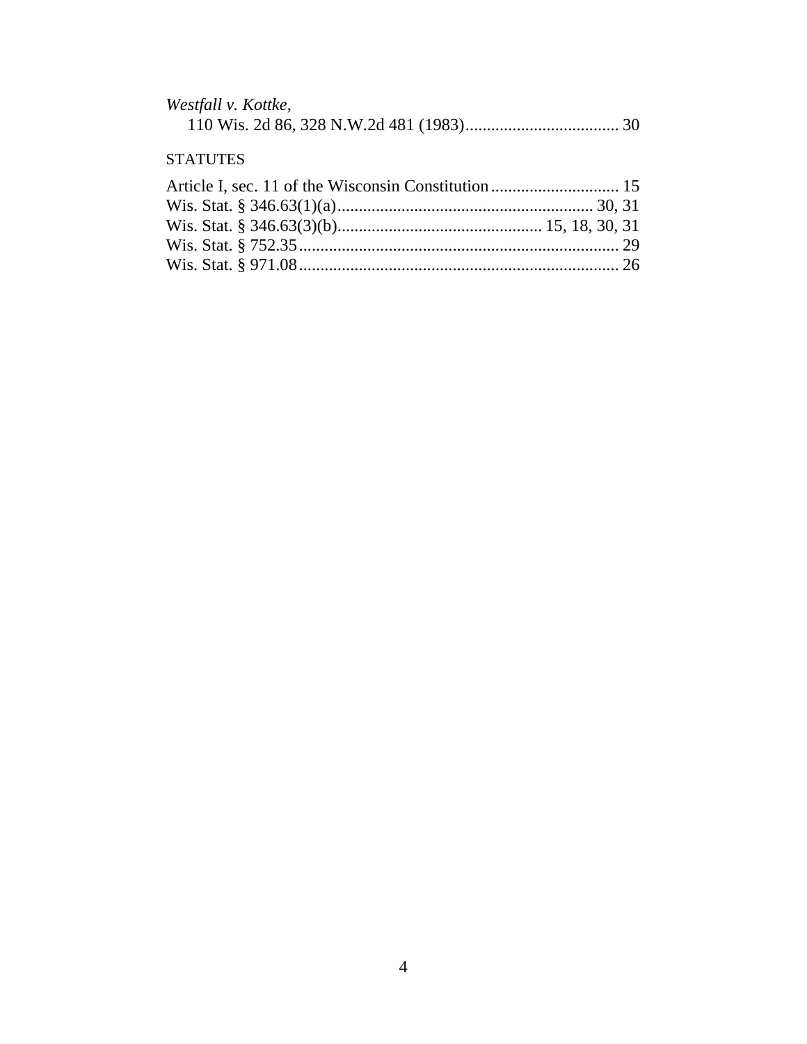*Westfall v. Kottke*,
110 Wis. 2d 86, 328 N.W.2d 481 (1983).................................... 30

STATUTES

Article I, sec. 11 of the Wisconsin Constitution.............................. 15
Wis. Stat. § 346.63(1)(a)........................................................... 30, 31
Wis. Stat. § 346.63(3)(b)................................................ 15, 18, 30, 31
Wis. Stat. § 752.35........................................................................... 29
Wis. Stat. § 971.08........................................................................... 26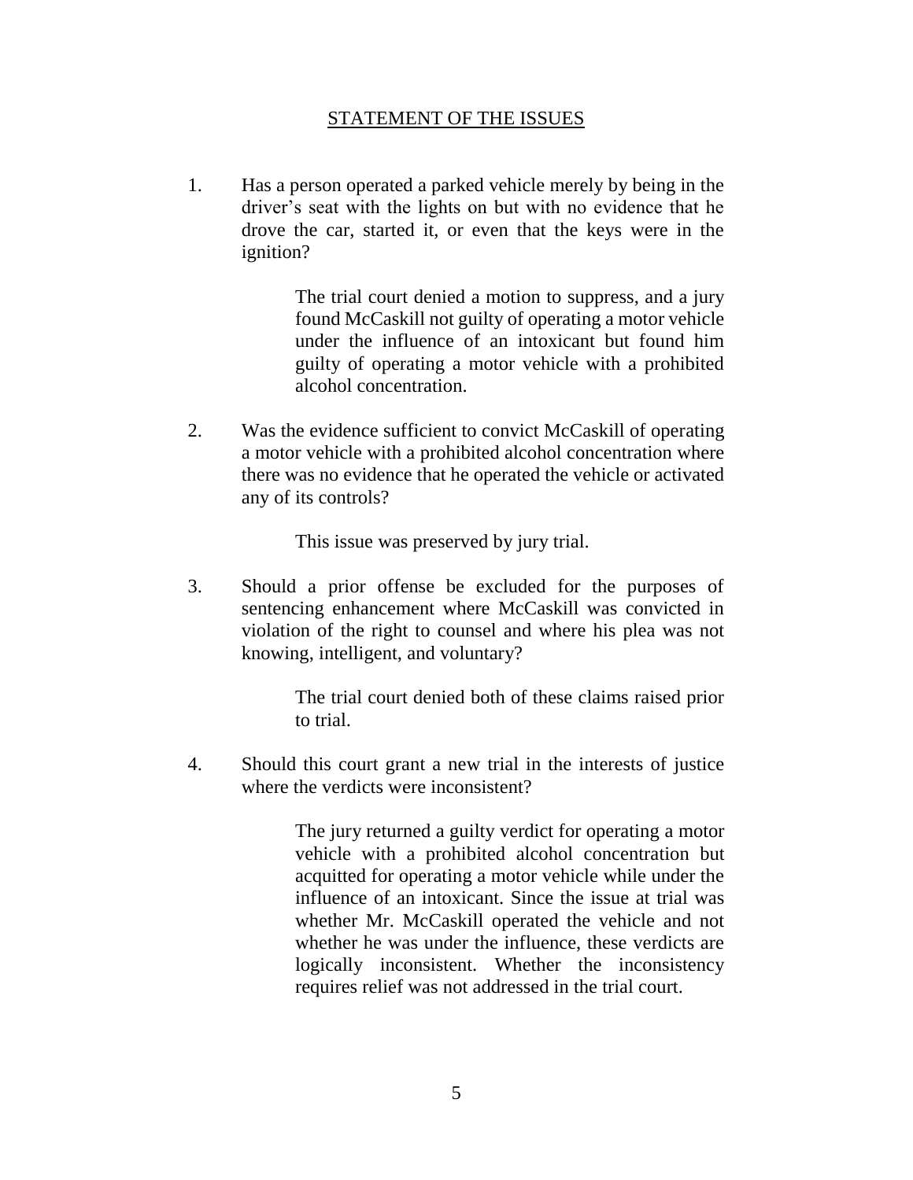## STATEMENT OF THE ISSUES

1. Has a person operated a parked vehicle merely by being in the driver's seat with the lights on but with no evidence that he drove the car, started it, or even that the keys were in the ignition?

   > The trial court denied a motion to suppress, and a jury found McCaskill not guilty of operating a motor vehicle under the influence of an intoxicant but found him guilty of operating a motor vehicle with a prohibited alcohol concentration.

2. Was the evidence sufficient to convict McCaskill of operating a motor vehicle with a prohibited alcohol concentration where there was no evidence that he operated the vehicle or activated any of its controls?

   > This issue was preserved by jury trial.

3. Should a prior offense be excluded for the purposes of sentencing enhancement where McCaskill was convicted in violation of the right to counsel and where his plea was not knowing, intelligent, and voluntary?

   > The trial court denied both of these claims raised prior to trial.

4. Should this court grant a new trial in the interests of justice where the verdicts were inconsistent?

   > The jury returned a guilty verdict for operating a motor vehicle with a prohibited alcohol concentration but acquitted for operating a motor vehicle while under the influence of an intoxicant. Since the issue at trial was whether Mr. McCaskill operated the vehicle and not whether he was under the influence, these verdicts are logically inconsistent. Whether the inconsistency requires relief was not addressed in the trial court.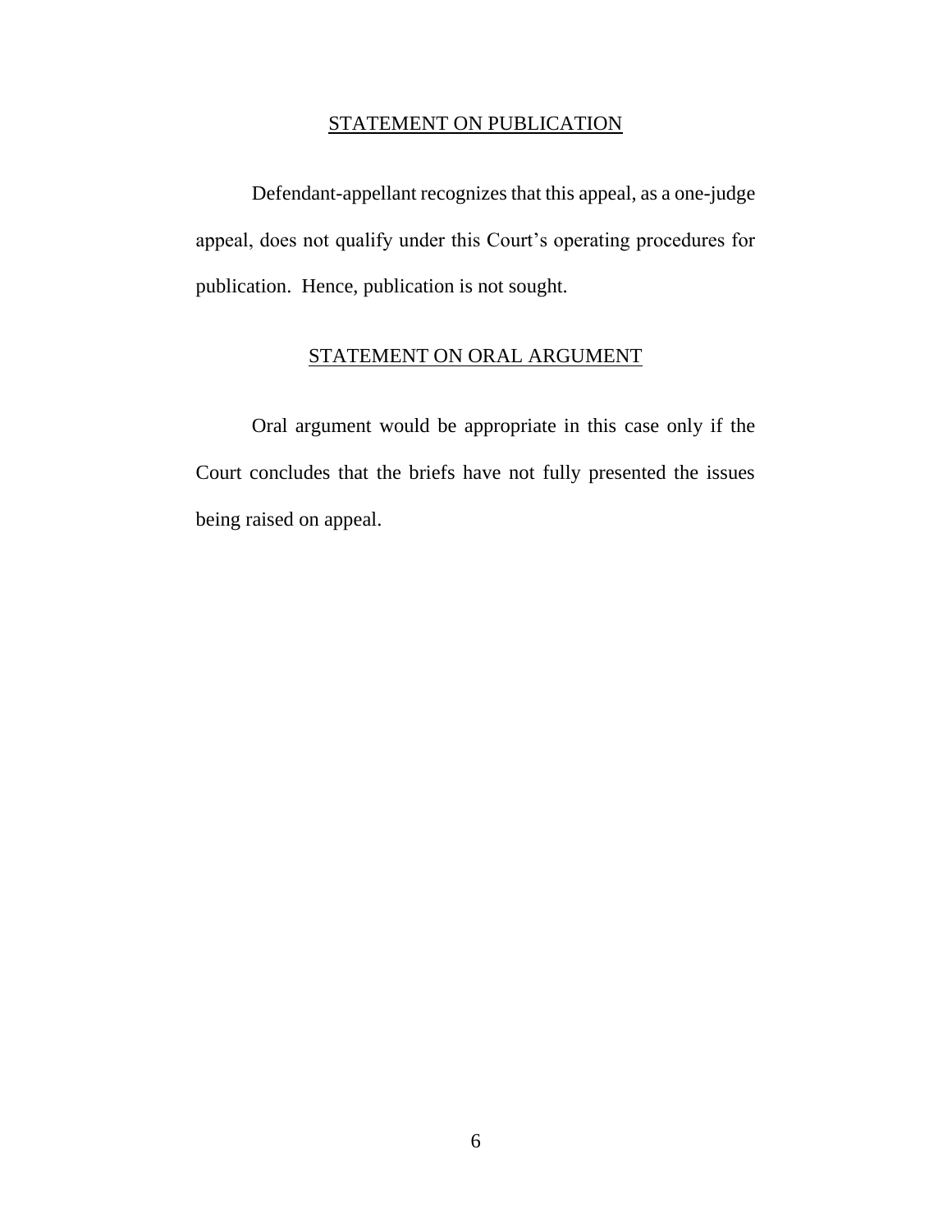## STATEMENT ON PUBLICATION

Defendant-appellant recognizes that this appeal, as a one-judge appeal, does not qualify under this Court's operating procedures for publication. Hence, publication is not sought.

## STATEMENT ON ORAL ARGUMENT

Oral argument would be appropriate in this case only if the Court concludes that the briefs have not fully presented the issues being raised on appeal.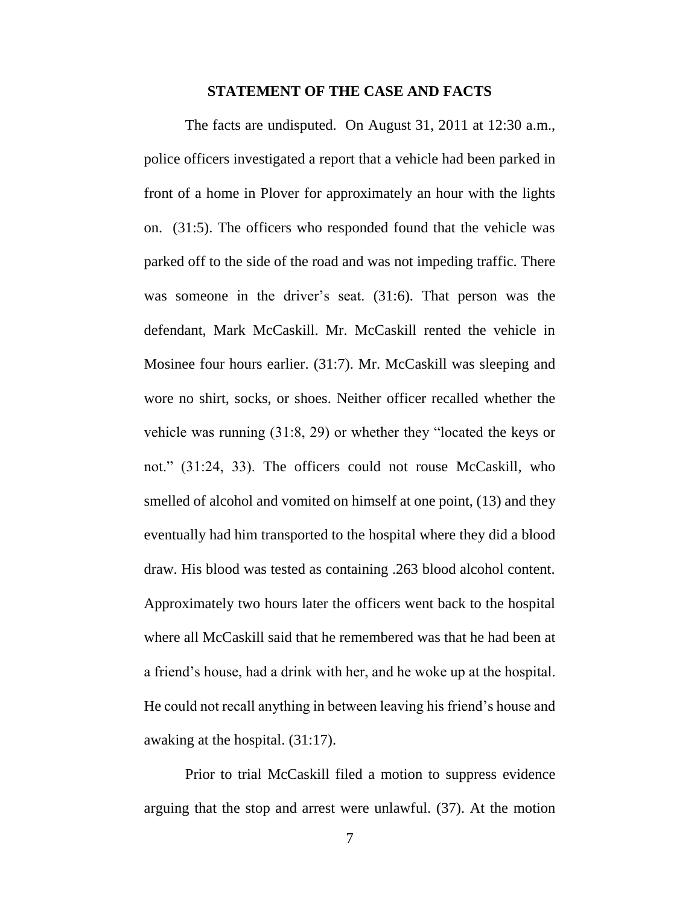## STATEMENT OF THE CASE AND FACTS

The facts are undisputed. On August 31, 2011 at 12:30 a.m., police officers investigated a report that a vehicle had been parked in front of a home in Plover for approximately an hour with the lights on. (31:5). The officers who responded found that the vehicle was parked off to the side of the road and was not impeding traffic. There was someone in the driver's seat. (31:6). That person was the defendant, Mark McCaskill. Mr. McCaskill rented the vehicle in Mosinee four hours earlier. (31:7). Mr. McCaskill was sleeping and wore no shirt, socks, or shoes. Neither officer recalled whether the vehicle was running (31:8, 29) or whether they "located the keys or not." (31:24, 33). The officers could not rouse McCaskill, who smelled of alcohol and vomited on himself at one point, (13) and they eventually had him transported to the hospital where they did a blood draw. His blood was tested as containing .263 blood alcohol content. Approximately two hours later the officers went back to the hospital where all McCaskill said that he remembered was that he had been at a friend's house, had a drink with her, and he woke up at the hospital. He could not recall anything in between leaving his friend's house and awaking at the hospital. (31:17).

Prior to trial McCaskill filed a motion to suppress evidence arguing that the stop and arrest were unlawful. (37). At the motion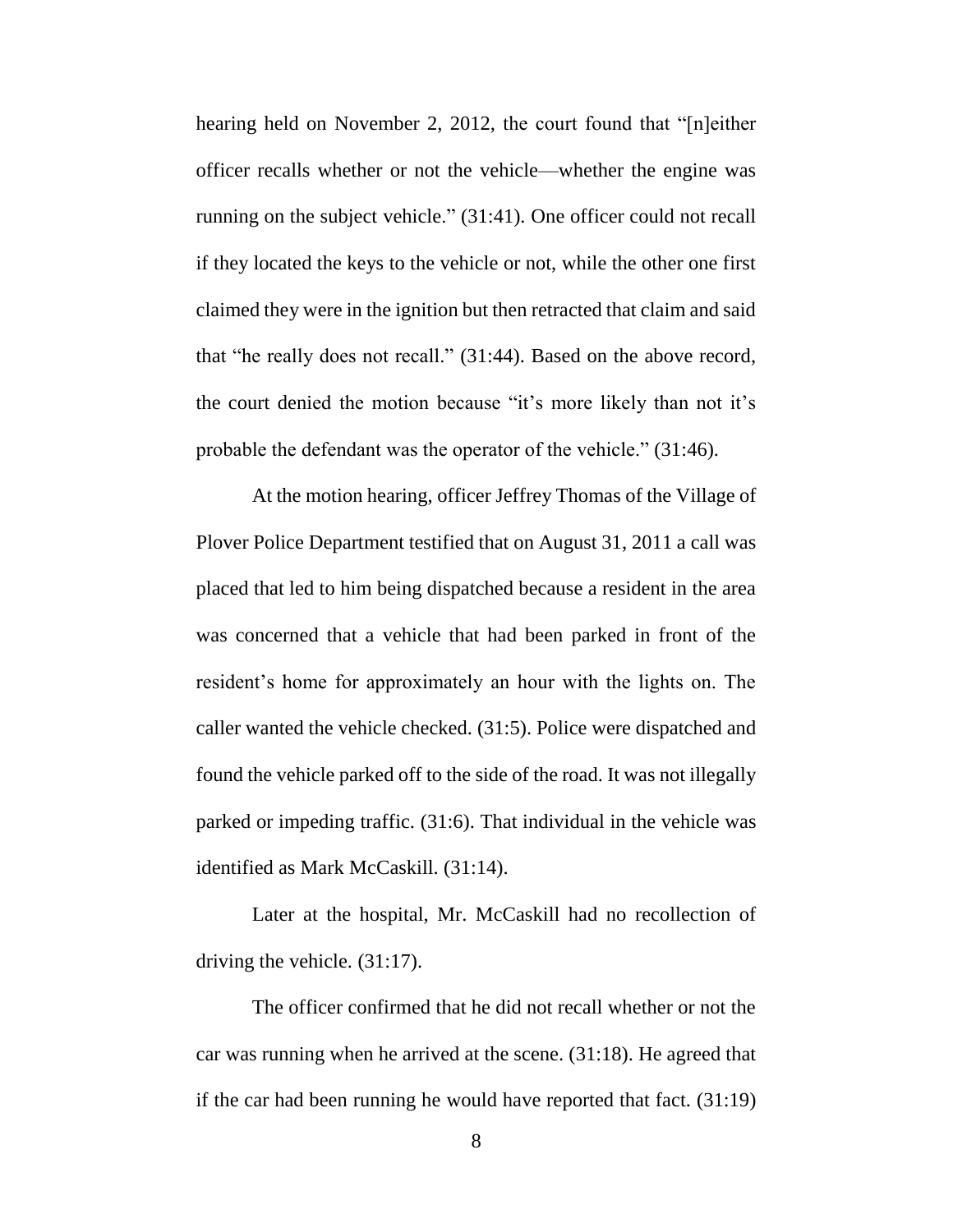hearing held on November 2, 2012, the court found that "[n]either officer recalls whether or not the vehicle—whether the engine was running on the subject vehicle." (31:41). One officer could not recall if they located the keys to the vehicle or not, while the other one first claimed they were in the ignition but then retracted that claim and said that "he really does not recall." (31:44). Based on the above record, the court denied the motion because "it's more likely than not it's probable the defendant was the operator of the vehicle." (31:46).

At the motion hearing, officer Jeffrey Thomas of the Village of Plover Police Department testified that on August 31, 2011 a call was placed that led to him being dispatched because a resident in the area was concerned that a vehicle that had been parked in front of the resident's home for approximately an hour with the lights on. The caller wanted the vehicle checked. (31:5). Police were dispatched and found the vehicle parked off to the side of the road. It was not illegally parked or impeding traffic. (31:6). That individual in the vehicle was identified as Mark McCaskill. (31:14).

Later at the hospital, Mr. McCaskill had no recollection of driving the vehicle. (31:17).

The officer confirmed that he did not recall whether or not the car was running when he arrived at the scene. (31:18). He agreed that if the car had been running he would have reported that fact. (31:19)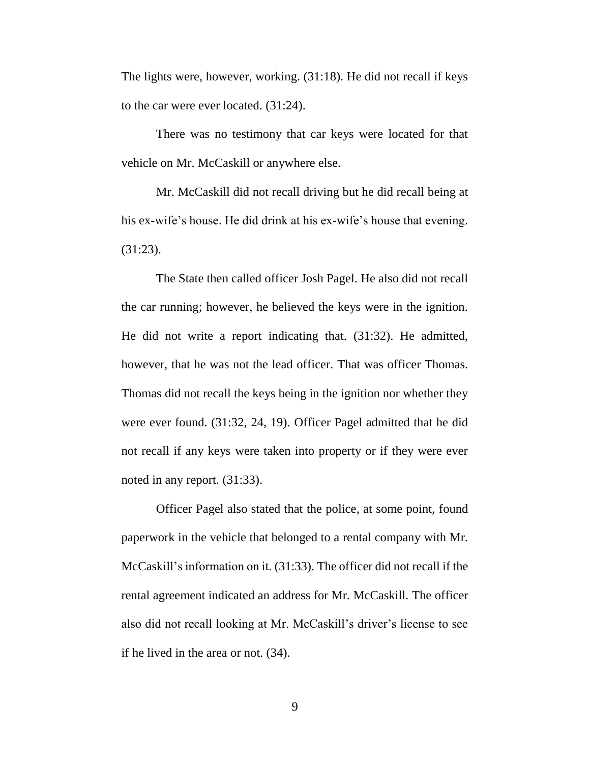The lights were, however, working. (31:18). He did not recall if keys to the car were ever located. (31:24).

There was no testimony that car keys were located for that vehicle on Mr. McCaskill or anywhere else.

Mr. McCaskill did not recall driving but he did recall being at his ex-wife's house. He did drink at his ex-wife's house that evening. (31:23).

The State then called officer Josh Pagel. He also did not recall the car running; however, he believed the keys were in the ignition. He did not write a report indicating that. (31:32). He admitted, however, that he was not the lead officer. That was officer Thomas. Thomas did not recall the keys being in the ignition nor whether they were ever found. (31:32, 24, 19). Officer Pagel admitted that he did not recall if any keys were taken into property or if they were ever noted in any report. (31:33).

Officer Pagel also stated that the police, at some point, found paperwork in the vehicle that belonged to a rental company with Mr. McCaskill's information on it. (31:33). The officer did not recall if the rental agreement indicated an address for Mr. McCaskill. The officer also did not recall looking at Mr. McCaskill's driver's license to see if he lived in the area or not. (34).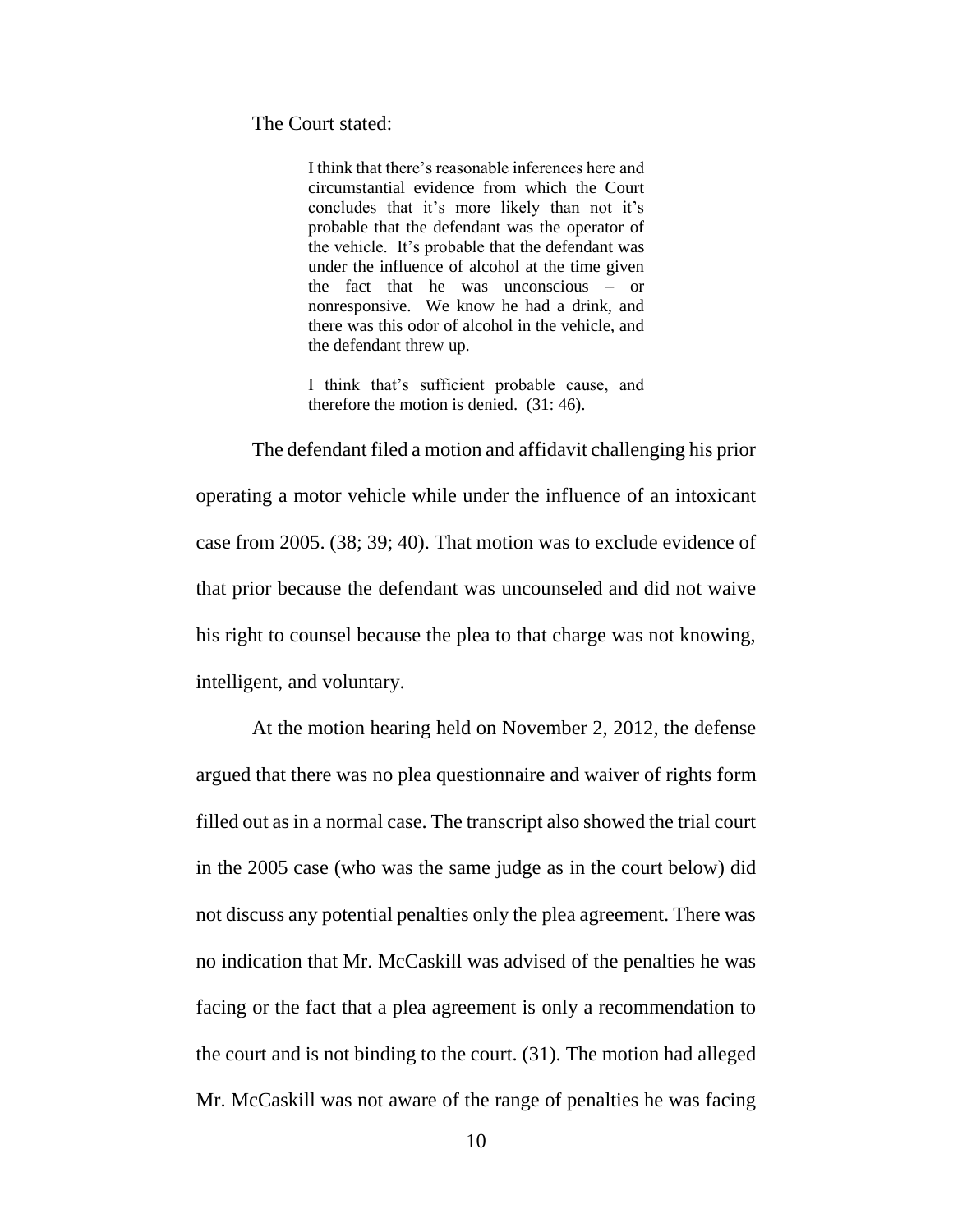The Court stated:

> I think that there's reasonable inferences here and circumstantial evidence from which the Court concludes that it's more likely than not it's probable that the defendant was the operator of the vehicle. It's probable that the defendant was under the influence of alcohol at the time given the fact that he was unconscious – or nonresponsive. We know he had a drink, and there was this odor of alcohol in the vehicle, and the defendant threw up.
>
> I think that's sufficient probable cause, and therefore the motion is denied. (31: 46).

The defendant filed a motion and affidavit challenging his prior operating a motor vehicle while under the influence of an intoxicant case from 2005. (38; 39; 40). That motion was to exclude evidence of that prior because the defendant was uncounseled and did not waive his right to counsel because the plea to that charge was not knowing, intelligent, and voluntary.

At the motion hearing held on November 2, 2012, the defense argued that there was no plea questionnaire and waiver of rights form filled out as in a normal case. The transcript also showed the trial court in the 2005 case (who was the same judge as in the court below) did not discuss any potential penalties only the plea agreement. There was no indication that Mr. McCaskill was advised of the penalties he was facing or the fact that a plea agreement is only a recommendation to the court and is not binding to the court. (31). The motion had alleged Mr. McCaskill was not aware of the range of penalties he was facing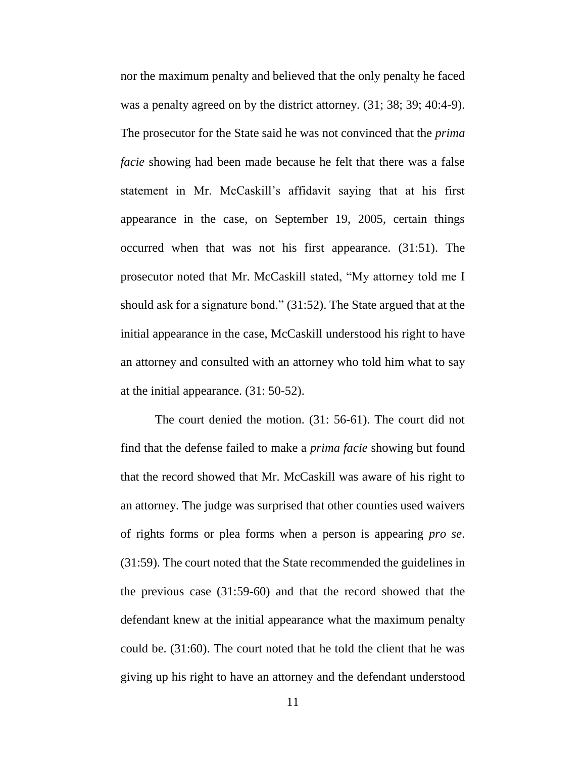nor the maximum penalty and believed that the only penalty he faced was a penalty agreed on by the district attorney. (31; 38; 39; 40:4-9). The prosecutor for the State said he was not convinced that the *prima facie* showing had been made because he felt that there was a false statement in Mr. McCaskill's affidavit saying that at his first appearance in the case, on September 19, 2005, certain things occurred when that was not his first appearance. (31:51). The prosecutor noted that Mr. McCaskill stated, "My attorney told me I should ask for a signature bond." (31:52). The State argued that at the initial appearance in the case, McCaskill understood his right to have an attorney and consulted with an attorney who told him what to say at the initial appearance. (31: 50-52).

The court denied the motion. (31: 56-61). The court did not find that the defense failed to make a *prima facie* showing but found that the record showed that Mr. McCaskill was aware of his right to an attorney. The judge was surprised that other counties used waivers of rights forms or plea forms when a person is appearing *pro se*. (31:59). The court noted that the State recommended the guidelines in the previous case (31:59-60) and that the record showed that the defendant knew at the initial appearance what the maximum penalty could be. (31:60). The court noted that he told the client that he was giving up his right to have an attorney and the defendant understood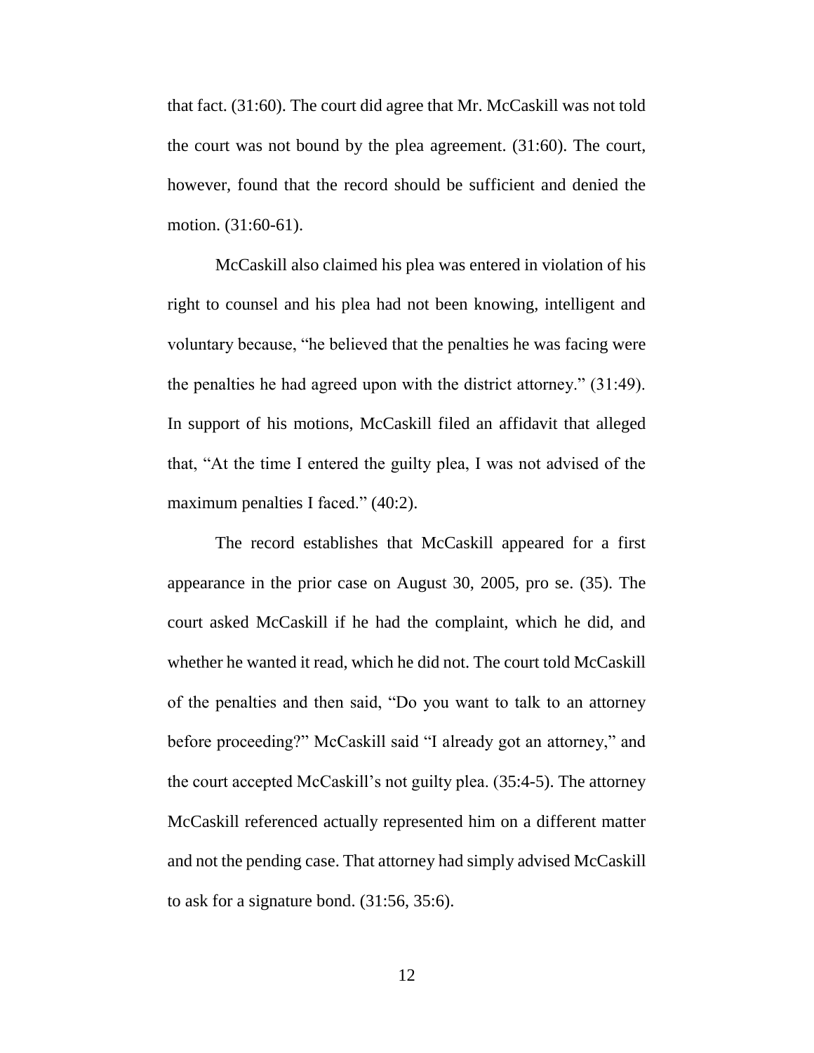that fact. (31:60). The court did agree that Mr. McCaskill was not told the court was not bound by the plea agreement. (31:60). The court, however, found that the record should be sufficient and denied the motion. (31:60-61).

McCaskill also claimed his plea was entered in violation of his right to counsel and his plea had not been knowing, intelligent and voluntary because, "he believed that the penalties he was facing were the penalties he had agreed upon with the district attorney." (31:49). In support of his motions, McCaskill filed an affidavit that alleged that, "At the time I entered the guilty plea, I was not advised of the maximum penalties I faced." (40:2).

The record establishes that McCaskill appeared for a first appearance in the prior case on August 30, 2005, pro se. (35). The court asked McCaskill if he had the complaint, which he did, and whether he wanted it read, which he did not. The court told McCaskill of the penalties and then said, "Do you want to talk to an attorney before proceeding?" McCaskill said "I already got an attorney," and the court accepted McCaskill's not guilty plea. (35:4-5). The attorney McCaskill referenced actually represented him on a different matter and not the pending case. That attorney had simply advised McCaskill to ask for a signature bond. (31:56, 35:6).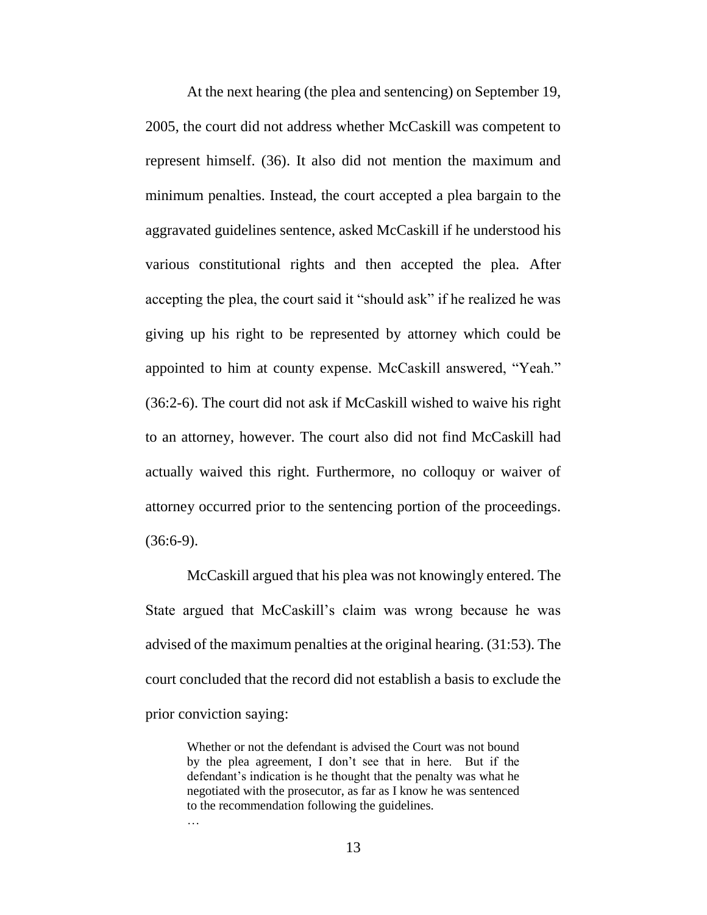At the next hearing (the plea and sentencing) on September 19, 2005, the court did not address whether McCaskill was competent to represent himself. (36). It also did not mention the maximum and minimum penalties. Instead, the court accepted a plea bargain to the aggravated guidelines sentence, asked McCaskill if he understood his various constitutional rights and then accepted the plea. After accepting the plea, the court said it "should ask" if he realized he was giving up his right to be represented by attorney which could be appointed to him at county expense. McCaskill answered, "Yeah." (36:2-6). The court did not ask if McCaskill wished to waive his right to an attorney, however. The court also did not find McCaskill had actually waived this right. Furthermore, no colloquy or waiver of attorney occurred prior to the sentencing portion of the proceedings. (36:6-9).

McCaskill argued that his plea was not knowingly entered. The State argued that McCaskill's claim was wrong because he was advised of the maximum penalties at the original hearing. (31:53). The court concluded that the record did not establish a basis to exclude the prior conviction saying:

> Whether or not the defendant is advised the Court was not bound by the plea agreement, I don't see that in here. But if the defendant's indication is he thought that the penalty was what he negotiated with the prosecutor, as far as I know he was sentenced to the recommendation following the guidelines.
>
> …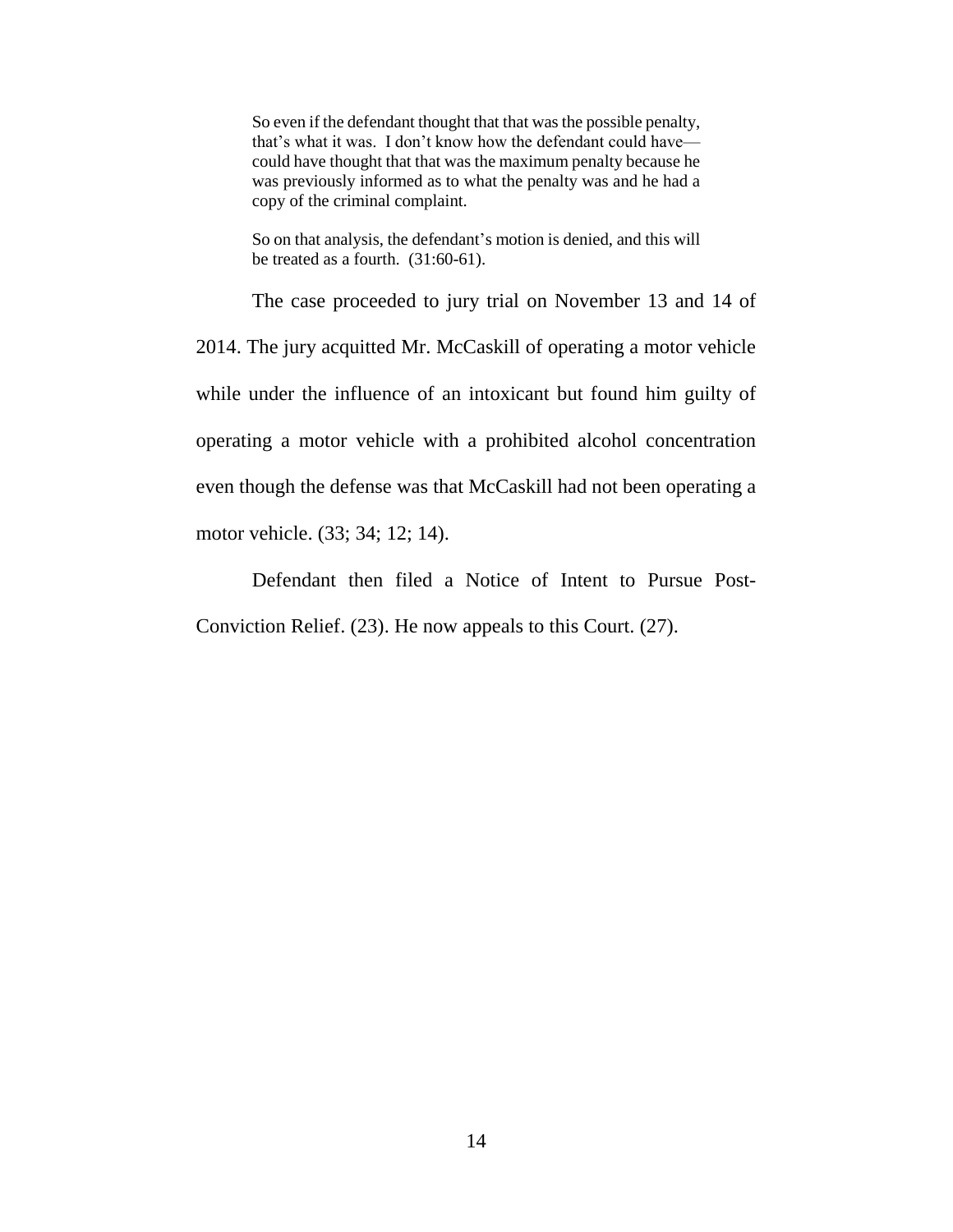> So even if the defendant thought that that was the possible penalty, that's what it was. I don't know how the defendant could have—could have thought that that was the maximum penalty because he was previously informed as to what the penalty was and he had a copy of the criminal complaint.
>
> So on that analysis, the defendant's motion is denied, and this will be treated as a fourth. (31:60-61).

The case proceeded to jury trial on November 13 and 14 of 2014. The jury acquitted Mr. McCaskill of operating a motor vehicle while under the influence of an intoxicant but found him guilty of operating a motor vehicle with a prohibited alcohol concentration even though the defense was that McCaskill had not been operating a motor vehicle. (33; 34; 12; 14).

Defendant then filed a Notice of Intent to Pursue Post-Conviction Relief. (23). He now appeals to this Court. (27).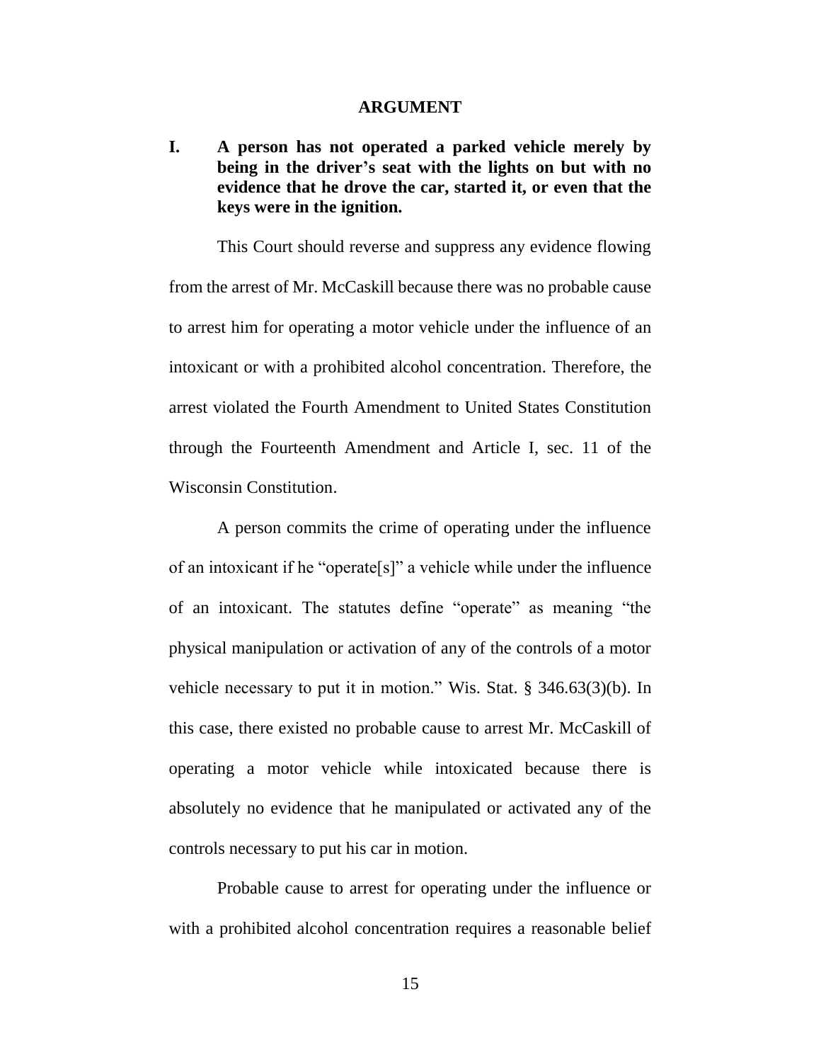# ARGUMENT

## I. A person has not operated a parked vehicle merely by being in the driver's seat with the lights on but with no evidence that he drove the car, started it, or even that the keys were in the ignition.

This Court should reverse and suppress any evidence flowing from the arrest of Mr. McCaskill because there was no probable cause to arrest him for operating a motor vehicle under the influence of an intoxicant or with a prohibited alcohol concentration. Therefore, the arrest violated the Fourth Amendment to United States Constitution through the Fourteenth Amendment and Article I, sec. 11 of the Wisconsin Constitution.

A person commits the crime of operating under the influence of an intoxicant if he "operate[s]" a vehicle while under the influence of an intoxicant. The statutes define "operate" as meaning "the physical manipulation or activation of any of the controls of a motor vehicle necessary to put it in motion." Wis. Stat. § 346.63(3)(b). In this case, there existed no probable cause to arrest Mr. McCaskill of operating a motor vehicle while intoxicated because there is absolutely no evidence that he manipulated or activated any of the controls necessary to put his car in motion.

Probable cause to arrest for operating under the influence or with a prohibited alcohol concentration requires a reasonable belief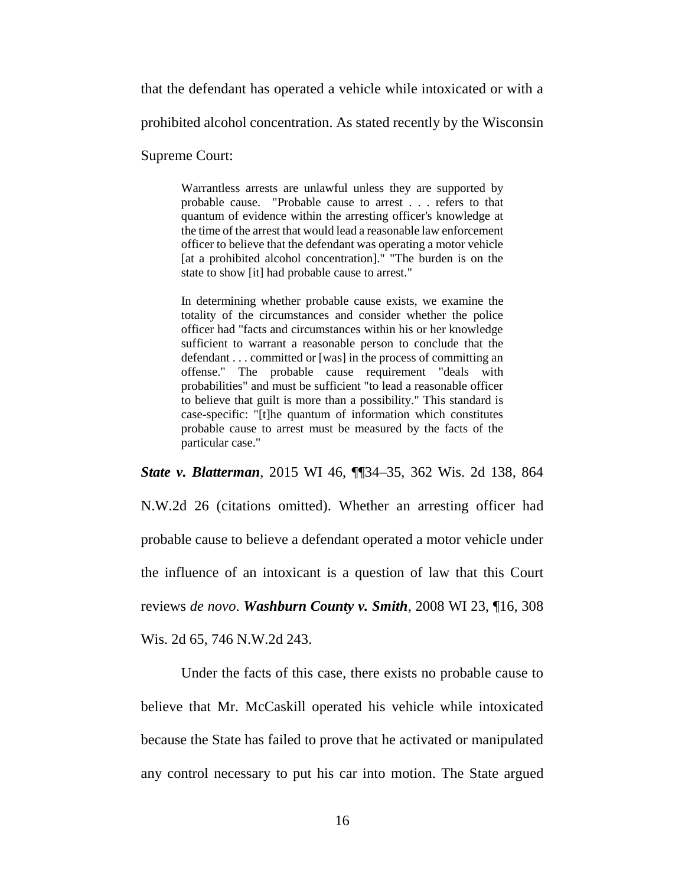that the defendant has operated a vehicle while intoxicated or with a prohibited alcohol concentration. As stated recently by the Wisconsin Supreme Court:

> Warrantless arrests are unlawful unless they are supported by probable cause. "Probable cause to arrest . . . refers to that quantum of evidence within the arresting officer's knowledge at the time of the arrest that would lead a reasonable law enforcement officer to believe that the defendant was operating a motor vehicle [at a prohibited alcohol concentration]." "The burden is on the state to show [it] had probable cause to arrest."
>
> In determining whether probable cause exists, we examine the totality of the circumstances and consider whether the police officer had "facts and circumstances within his or her knowledge sufficient to warrant a reasonable person to conclude that the defendant . . . committed or [was] in the process of committing an offense." The probable cause requirement "deals with probabilities" and must be sufficient "to lead a reasonable officer to believe that guilt is more than a possibility." This standard is case-specific: "[t]he quantum of information which constitutes probable cause to arrest must be measured by the facts of the particular case."

***State v. Blatterman***, 2015 WI 46, ¶¶34–35, 362 Wis. 2d 138, 864 N.W.2d 26 (citations omitted). Whether an arresting officer had probable cause to believe a defendant operated a motor vehicle under the influence of an intoxicant is a question of law that this Court reviews *de novo*. ***Washburn County v. Smith***, 2008 WI 23, ¶16, 308 Wis. 2d 65, 746 N.W.2d 243.

Under the facts of this case, there exists no probable cause to believe that Mr. McCaskill operated his vehicle while intoxicated because the State has failed to prove that he activated or manipulated any control necessary to put his car into motion. The State argued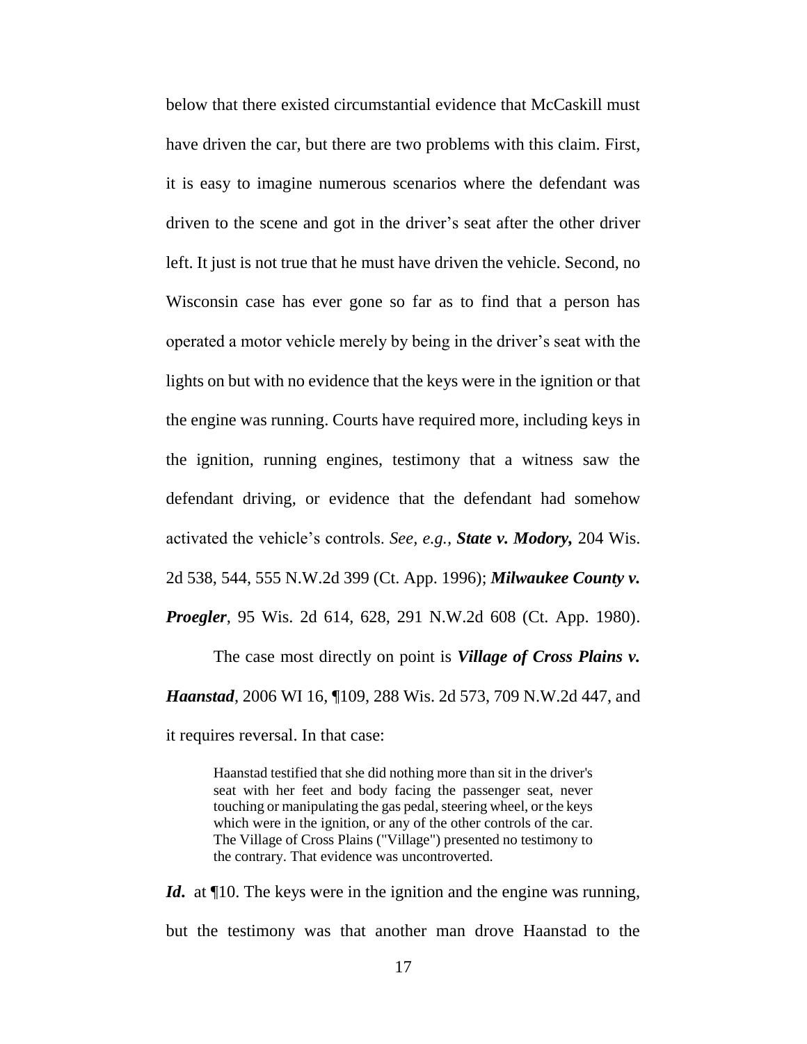below that there existed circumstantial evidence that McCaskill must have driven the car, but there are two problems with this claim. First, it is easy to imagine numerous scenarios where the defendant was driven to the scene and got in the driver's seat after the other driver left. It just is not true that he must have driven the vehicle. Second, no Wisconsin case has ever gone so far as to find that a person has operated a motor vehicle merely by being in the driver's seat with the lights on but with no evidence that the keys were in the ignition or that the engine was running. Courts have required more, including keys in the ignition, running engines, testimony that a witness saw the defendant driving, or evidence that the defendant had somehow activated the vehicle's controls. *See, e.g.*, ***State v. Modory,*** 204 Wis. 2d 538, 544, 555 N.W.2d 399 (Ct. App. 1996); ***Milwaukee County v. Proegler***, 95 Wis. 2d 614, 628, 291 N.W.2d 608 (Ct. App. 1980).

The case most directly on point is ***Village of Cross Plains v. Haanstad***, 2006 WI 16, ¶109, 288 Wis. 2d 573, 709 N.W.2d 447, and it requires reversal. In that case:

> Haanstad testified that she did nothing more than sit in the driver's seat with her feet and body facing the passenger seat, never touching or manipulating the gas pedal, steering wheel, or the keys which were in the ignition, or any of the other controls of the car. The Village of Cross Plains ("Village") presented no testimony to the contrary. That evidence was uncontroverted.

***Id***. at ¶10. The keys were in the ignition and the engine was running, but the testimony was that another man drove Haanstad to the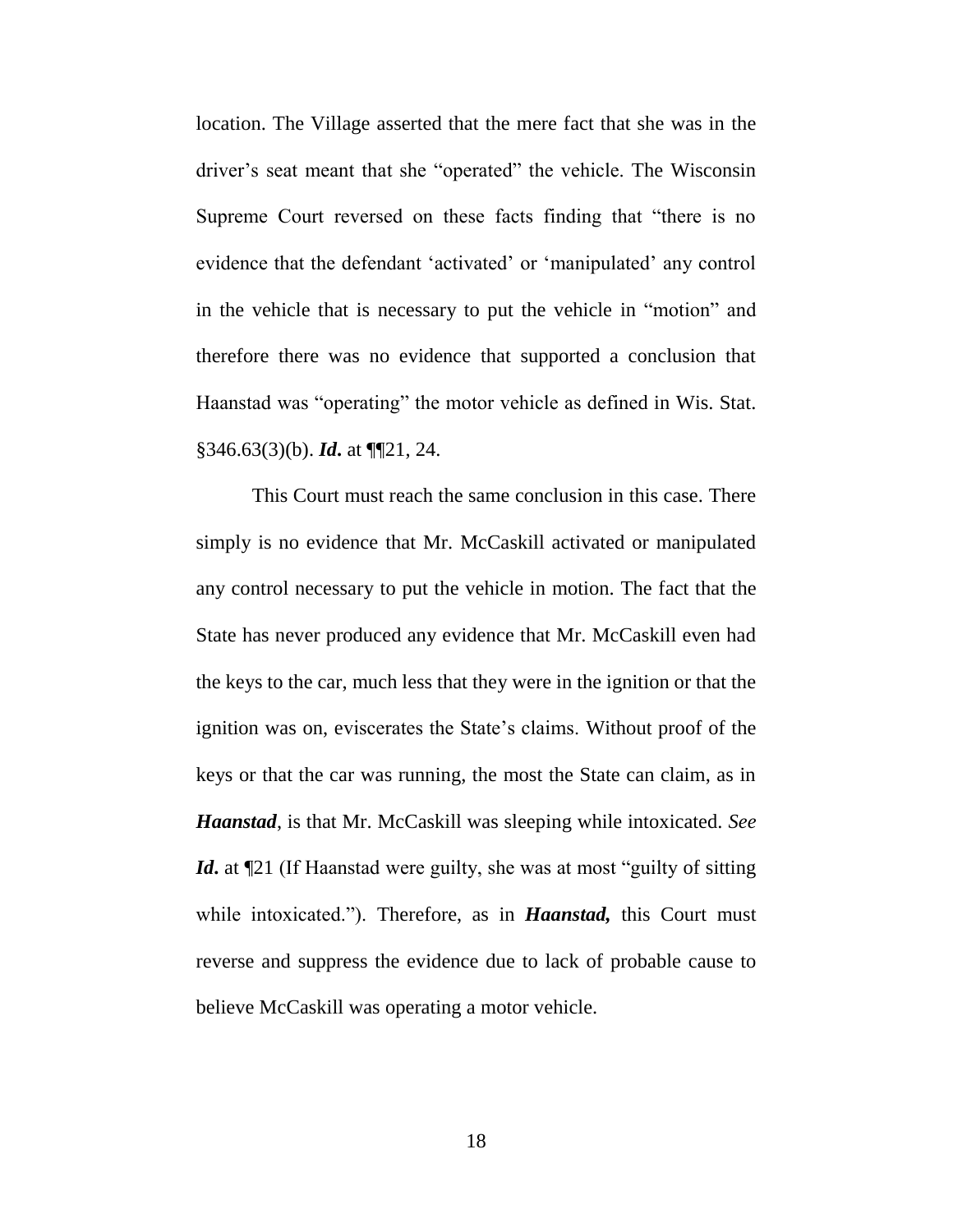location. The Village asserted that the mere fact that she was in the driver's seat meant that she "operated" the vehicle. The Wisconsin Supreme Court reversed on these facts finding that "there is no evidence that the defendant 'activated' or 'manipulated' any control in the vehicle that is necessary to put the vehicle in "motion" and therefore there was no evidence that supported a conclusion that Haanstad was "operating" the motor vehicle as defined in Wis. Stat. §346.63(3)(b). ***Id***. at ¶¶21, 24.

This Court must reach the same conclusion in this case. There simply is no evidence that Mr. McCaskill activated or manipulated any control necessary to put the vehicle in motion. The fact that the State has never produced any evidence that Mr. McCaskill even had the keys to the car, much less that they were in the ignition or that the ignition was on, eviscerates the State's claims. Without proof of the keys or that the car was running, the most the State can claim, as in ***Haanstad***, is that Mr. McCaskill was sleeping while intoxicated. *See* ***Id***. at ¶21 (If Haanstad were guilty, she was at most "guilty of sitting while intoxicated."). Therefore, as in ***Haanstad,*** this Court must reverse and suppress the evidence due to lack of probable cause to believe McCaskill was operating a motor vehicle.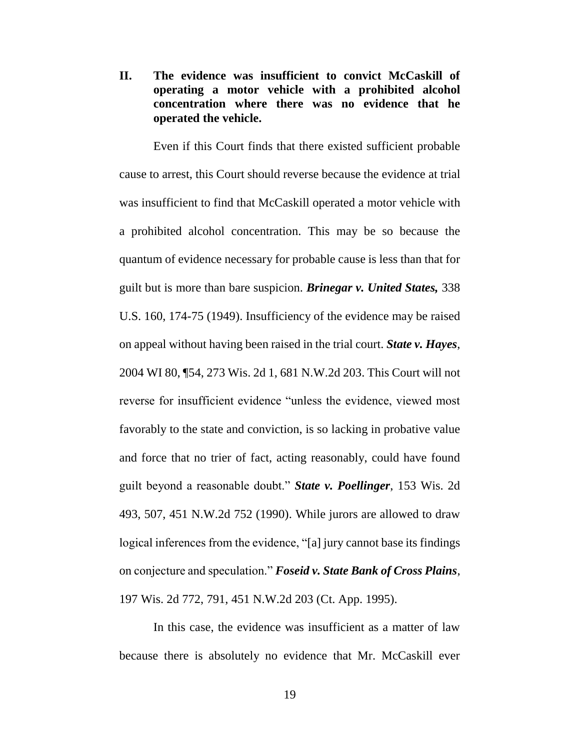## II. The evidence was insufficient to convict McCaskill of operating a motor vehicle with a prohibited alcohol concentration where there was no evidence that he operated the vehicle.

Even if this Court finds that there existed sufficient probable cause to arrest, this Court should reverse because the evidence at trial was insufficient to find that McCaskill operated a motor vehicle with a prohibited alcohol concentration. This may be so because the quantum of evidence necessary for probable cause is less than that for guilt but is more than bare suspicion. ***Brinegar v. United States,*** 338 U.S. 160, 174-75 (1949). Insufficiency of the evidence may be raised on appeal without having been raised in the trial court. ***State v. Hayes***, 2004 WI 80, ¶54, 273 Wis. 2d 1, 681 N.W.2d 203. This Court will not reverse for insufficient evidence "unless the evidence, viewed most favorably to the state and conviction, is so lacking in probative value and force that no trier of fact, acting reasonably, could have found guilt beyond a reasonable doubt." ***State v. Poellinger***, 153 Wis. 2d 493, 507, 451 N.W.2d 752 (1990). While jurors are allowed to draw logical inferences from the evidence, "[a] jury cannot base its findings on conjecture and speculation." ***Foseid v. State Bank of Cross Plains***, 197 Wis. 2d 772, 791, 451 N.W.2d 203 (Ct. App. 1995).

In this case, the evidence was insufficient as a matter of law because there is absolutely no evidence that Mr. McCaskill ever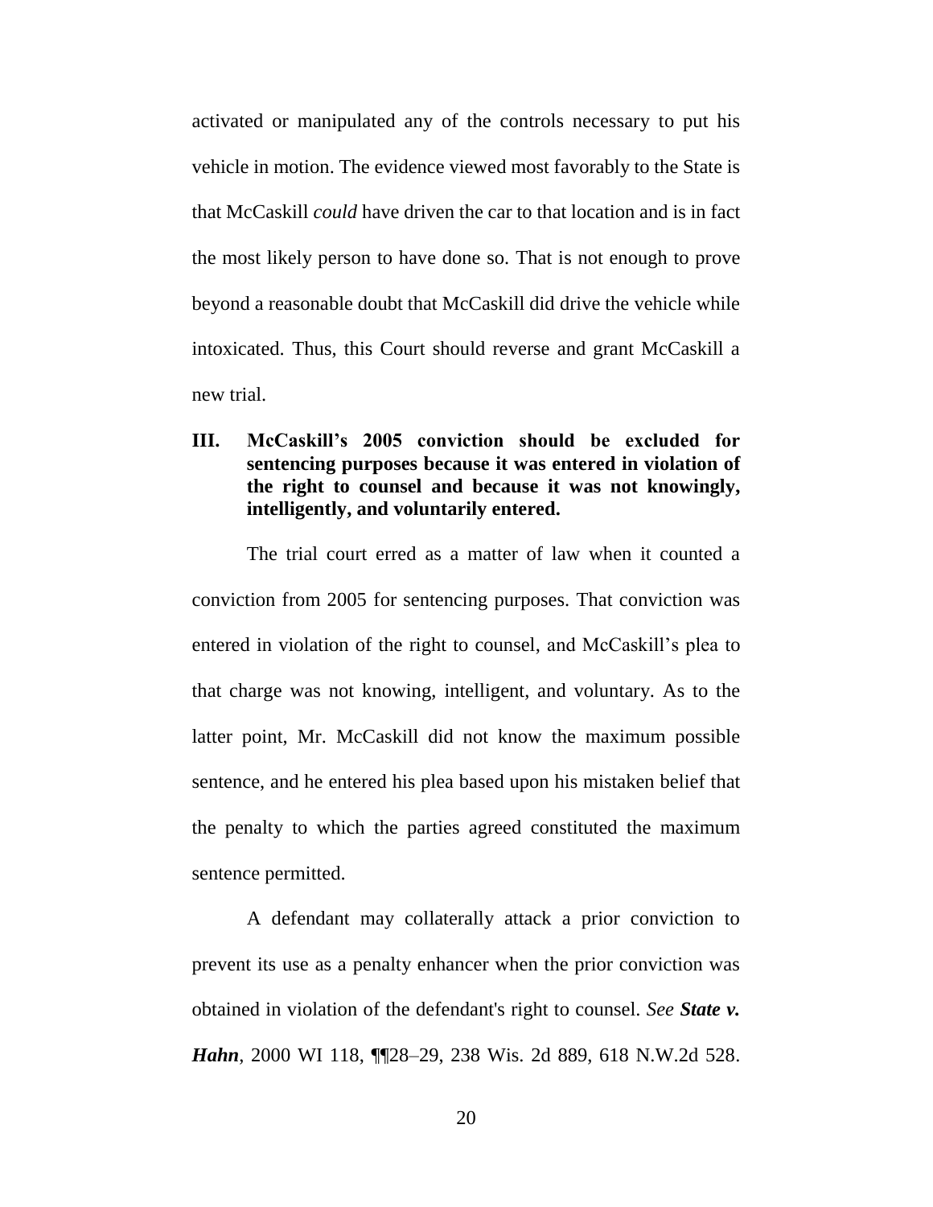activated or manipulated any of the controls necessary to put his vehicle in motion. The evidence viewed most favorably to the State is that McCaskill *could* have driven the car to that location and is in fact the most likely person to have done so. That is not enough to prove beyond a reasonable doubt that McCaskill did drive the vehicle while intoxicated. Thus, this Court should reverse and grant McCaskill a new trial.

## III. McCaskill's 2005 conviction should be excluded for sentencing purposes because it was entered in violation of the right to counsel and because it was not knowingly, intelligently, and voluntarily entered.

The trial court erred as a matter of law when it counted a conviction from 2005 for sentencing purposes. That conviction was entered in violation of the right to counsel, and McCaskill's plea to that charge was not knowing, intelligent, and voluntary. As to the latter point, Mr. McCaskill did not know the maximum possible sentence, and he entered his plea based upon his mistaken belief that the penalty to which the parties agreed constituted the maximum sentence permitted.

A defendant may collaterally attack a prior conviction to prevent its use as a penalty enhancer when the prior conviction was obtained in violation of the defendant's right to counsel. *See* ***State v. Hahn***, 2000 WI 118, ¶¶28–29, 238 Wis. 2d 889, 618 N.W.2d 528.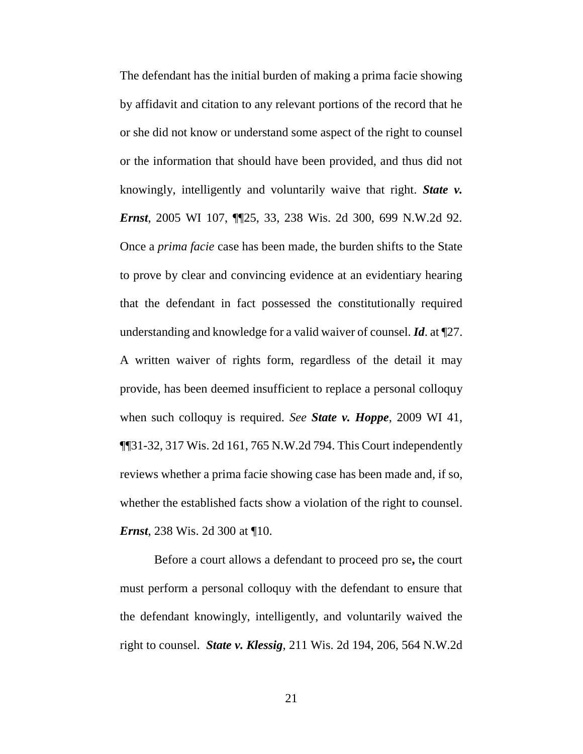The defendant has the initial burden of making a prima facie showing by affidavit and citation to any relevant portions of the record that he or she did not know or understand some aspect of the right to counsel or the information that should have been provided, and thus did not knowingly, intelligently and voluntarily waive that right. ***State v. Ernst***, 2005 WI 107, ¶¶25, 33, 238 Wis. 2d 300, 699 N.W.2d 92. Once a *prima facie* case has been made, the burden shifts to the State to prove by clear and convincing evidence at an evidentiary hearing that the defendant in fact possessed the constitutionally required understanding and knowledge for a valid waiver of counsel. ***Id***. at ¶27. A written waiver of rights form, regardless of the detail it may provide, has been deemed insufficient to replace a personal colloquy when such colloquy is required. *See* ***State v. Hoppe***, 2009 WI 41, ¶¶31-32, 317 Wis. 2d 161, 765 N.W.2d 794. This Court independently reviews whether a prima facie showing case has been made and, if so, whether the established facts show a violation of the right to counsel. ***Ernst***, 238 Wis. 2d 300 at ¶10.

Before a court allows a defendant to proceed pro se**,** the court must perform a personal colloquy with the defendant to ensure that the defendant knowingly, intelligently, and voluntarily waived the right to counsel. ***State v. Klessig***, 211 Wis. 2d 194, 206, 564 N.W.2d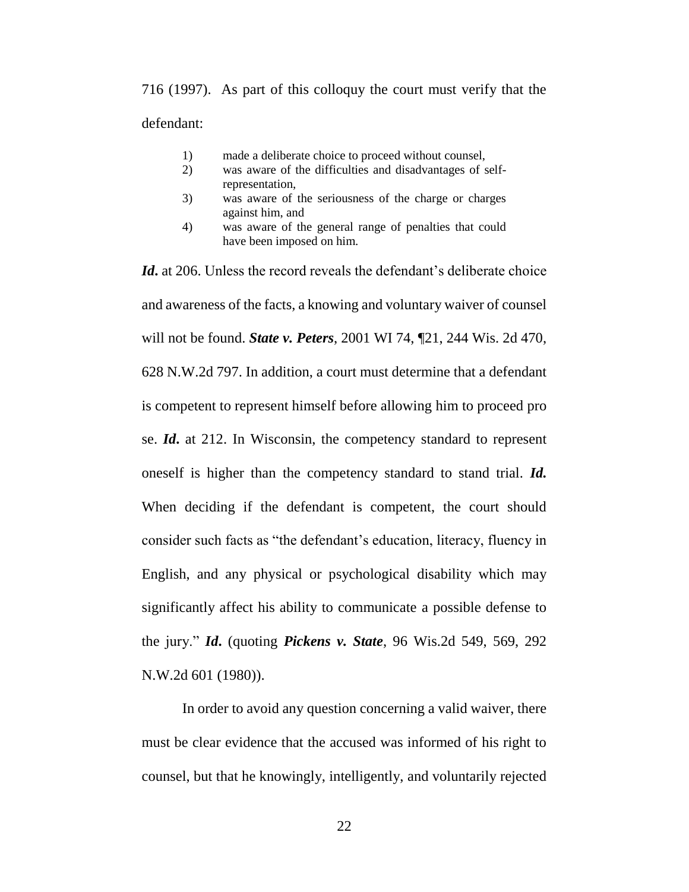716 (1997). As part of this colloquy the court must verify that the defendant:

1) made a deliberate choice to proceed without counsel,
2) was aware of the difficulties and disadvantages of self-representation,
3) was aware of the seriousness of the charge or charges against him, and
4) was aware of the general range of penalties that could have been imposed on him.

***Id.*** at 206. Unless the record reveals the defendant's deliberate choice and awareness of the facts, a knowing and voluntary waiver of counsel will not be found. ***State v. Peters***, 2001 WI 74, ¶21, 244 Wis. 2d 470, 628 N.W.2d 797. In addition, a court must determine that a defendant is competent to represent himself before allowing him to proceed pro se. ***Id.*** at 212. In Wisconsin, the competency standard to represent oneself is higher than the competency standard to stand trial. ***Id.*** When deciding if the defendant is competent, the court should consider such facts as "the defendant's education, literacy, fluency in English, and any physical or psychological disability which may significantly affect his ability to communicate a possible defense to the jury." ***Id.*** (quoting ***Pickens v. State***, 96 Wis.2d 549, 569, 292 N.W.2d 601 (1980)).

In order to avoid any question concerning a valid waiver, there must be clear evidence that the accused was informed of his right to counsel, but that he knowingly, intelligently, and voluntarily rejected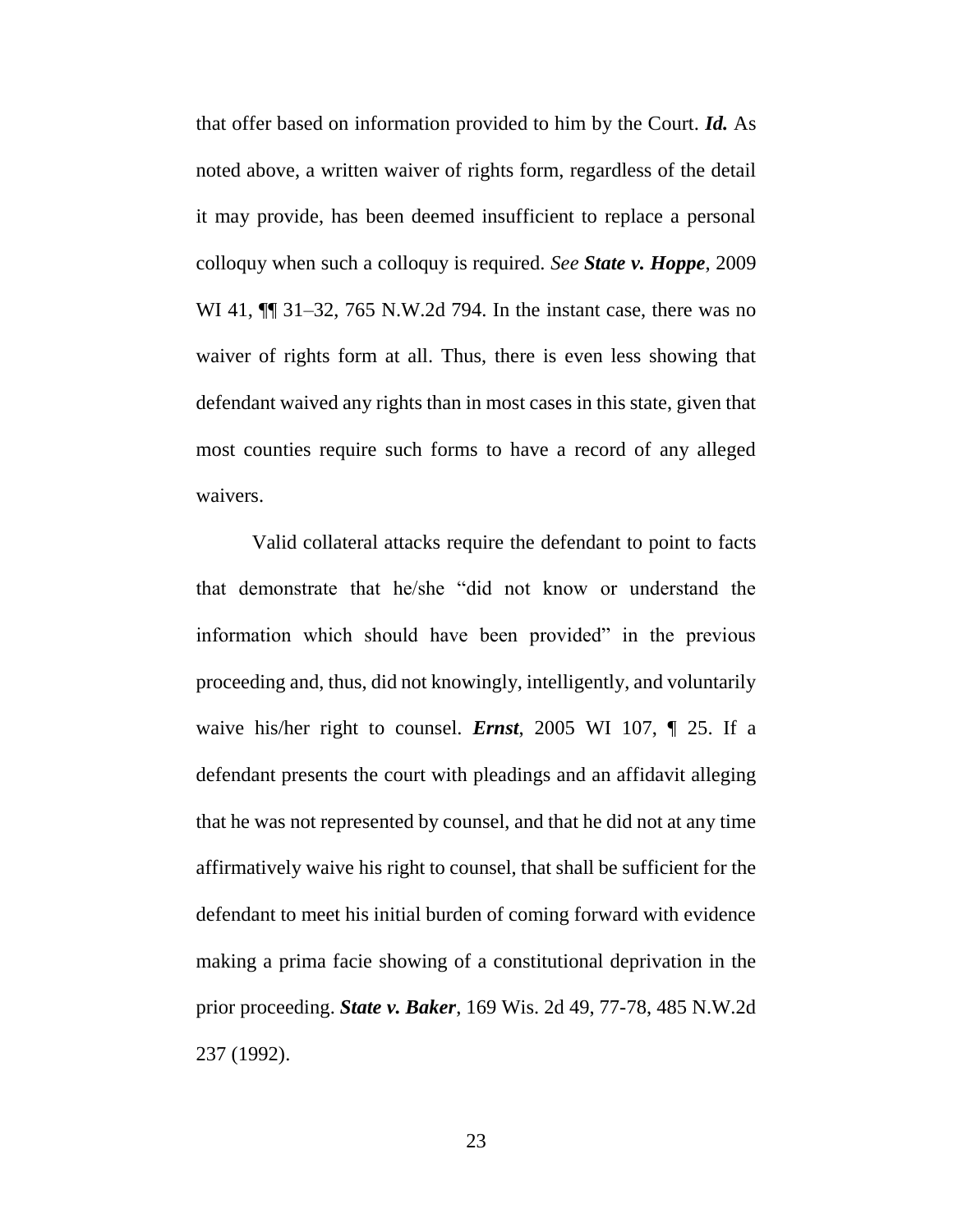that offer based on information provided to him by the Court. ***Id.*** As noted above, a written waiver of rights form, regardless of the detail it may provide, has been deemed insufficient to replace a personal colloquy when such a colloquy is required. *See* ***State v. Hoppe***, 2009 WI 41, ¶¶ 31–32, 765 N.W.2d 794. In the instant case, there was no waiver of rights form at all. Thus, there is even less showing that defendant waived any rights than in most cases in this state, given that most counties require such forms to have a record of any alleged waivers.

Valid collateral attacks require the defendant to point to facts that demonstrate that he/she "did not know or understand the information which should have been provided" in the previous proceeding and, thus, did not knowingly, intelligently, and voluntarily waive his/her right to counsel. ***Ernst***, 2005 WI 107, ¶ 25. If a defendant presents the court with pleadings and an affidavit alleging that he was not represented by counsel, and that he did not at any time affirmatively waive his right to counsel, that shall be sufficient for the defendant to meet his initial burden of coming forward with evidence making a prima facie showing of a constitutional deprivation in the prior proceeding. ***State v. Baker***, 169 Wis. 2d 49, 77-78, 485 N.W.2d 237 (1992).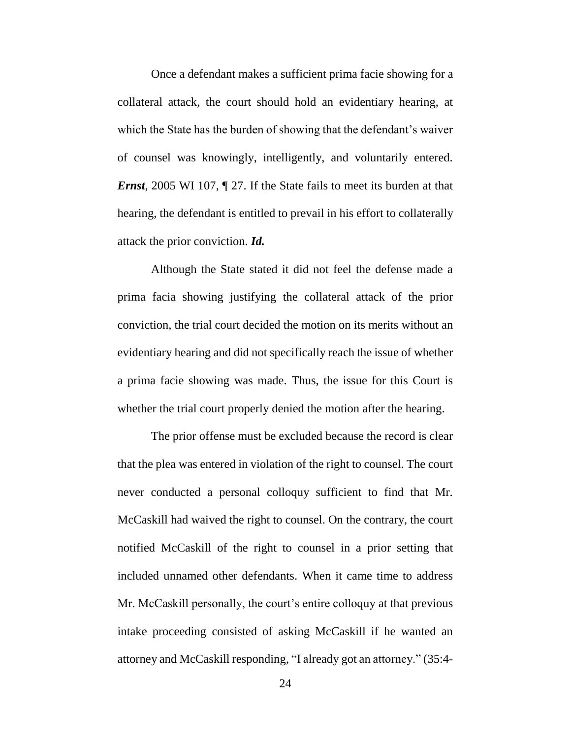Once a defendant makes a sufficient prima facie showing for a collateral attack, the court should hold an evidentiary hearing, at which the State has the burden of showing that the defendant's waiver of counsel was knowingly, intelligently, and voluntarily entered. ***Ernst***, 2005 WI 107, ¶ 27. If the State fails to meet its burden at that hearing, the defendant is entitled to prevail in his effort to collaterally attack the prior conviction. ***Id.***

Although the State stated it did not feel the defense made a prima facia showing justifying the collateral attack of the prior conviction, the trial court decided the motion on its merits without an evidentiary hearing and did not specifically reach the issue of whether a prima facie showing was made. Thus, the issue for this Court is whether the trial court properly denied the motion after the hearing.

The prior offense must be excluded because the record is clear that the plea was entered in violation of the right to counsel. The court never conducted a personal colloquy sufficient to find that Mr. McCaskill had waived the right to counsel. On the contrary, the court notified McCaskill of the right to counsel in a prior setting that included unnamed other defendants. When it came time to address Mr. McCaskill personally, the court's entire colloquy at that previous intake proceeding consisted of asking McCaskill if he wanted an attorney and McCaskill responding, "I already got an attorney." (35:4-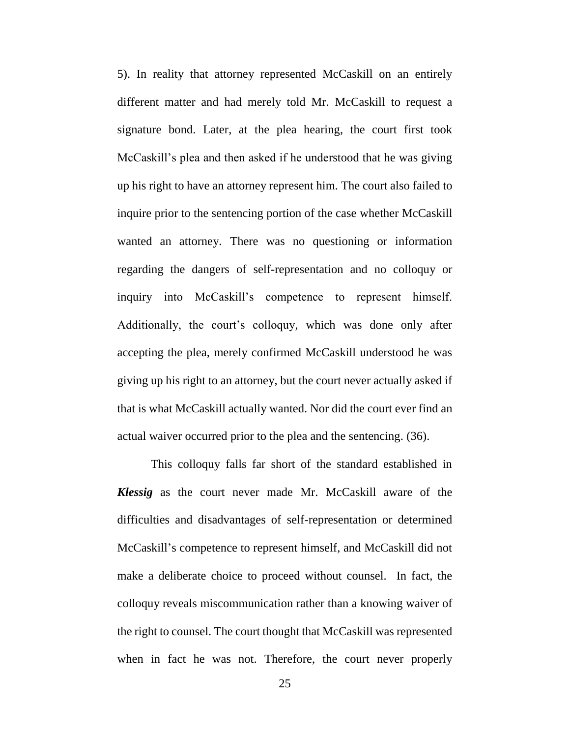5). In reality that attorney represented McCaskill on an entirely different matter and had merely told Mr. McCaskill to request a signature bond. Later, at the plea hearing, the court first took McCaskill's plea and then asked if he understood that he was giving up his right to have an attorney represent him. The court also failed to inquire prior to the sentencing portion of the case whether McCaskill wanted an attorney. There was no questioning or information regarding the dangers of self-representation and no colloquy or inquiry into McCaskill's competence to represent himself. Additionally, the court's colloquy, which was done only after accepting the plea, merely confirmed McCaskill understood he was giving up his right to an attorney, but the court never actually asked if that is what McCaskill actually wanted. Nor did the court ever find an actual waiver occurred prior to the plea and the sentencing. (36).

This colloquy falls far short of the standard established in ***Klessig*** as the court never made Mr. McCaskill aware of the difficulties and disadvantages of self-representation or determined McCaskill's competence to represent himself, and McCaskill did not make a deliberate choice to proceed without counsel. In fact, the colloquy reveals miscommunication rather than a knowing waiver of the right to counsel. The court thought that McCaskill was represented when in fact he was not. Therefore, the court never properly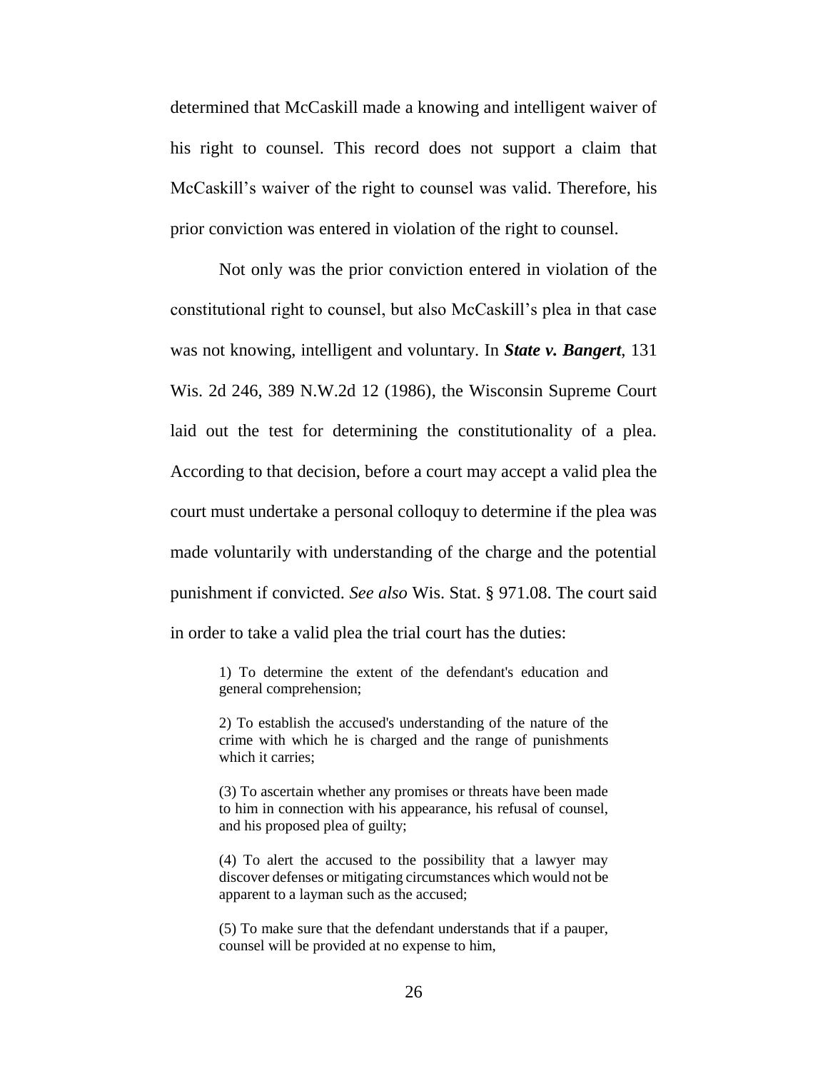determined that McCaskill made a knowing and intelligent waiver of his right to counsel. This record does not support a claim that McCaskill's waiver of the right to counsel was valid. Therefore, his prior conviction was entered in violation of the right to counsel.

Not only was the prior conviction entered in violation of the constitutional right to counsel, but also McCaskill's plea in that case was not knowing, intelligent and voluntary. In ***State v. Bangert***, 131 Wis. 2d 246, 389 N.W.2d 12 (1986), the Wisconsin Supreme Court laid out the test for determining the constitutionality of a plea. According to that decision, before a court may accept a valid plea the court must undertake a personal colloquy to determine if the plea was made voluntarily with understanding of the charge and the potential punishment if convicted. *See also* Wis. Stat. § 971.08. The court said in order to take a valid plea the trial court has the duties:

> 1) To determine the extent of the defendant's education and general comprehension;
>
> 2) To establish the accused's understanding of the nature of the crime with which he is charged and the range of punishments which it carries;
>
> (3) To ascertain whether any promises or threats have been made to him in connection with his appearance, his refusal of counsel, and his proposed plea of guilty;
>
> (4) To alert the accused to the possibility that a lawyer may discover defenses or mitigating circumstances which would not be apparent to a layman such as the accused;
>
> (5) To make sure that the defendant understands that if a pauper, counsel will be provided at no expense to him,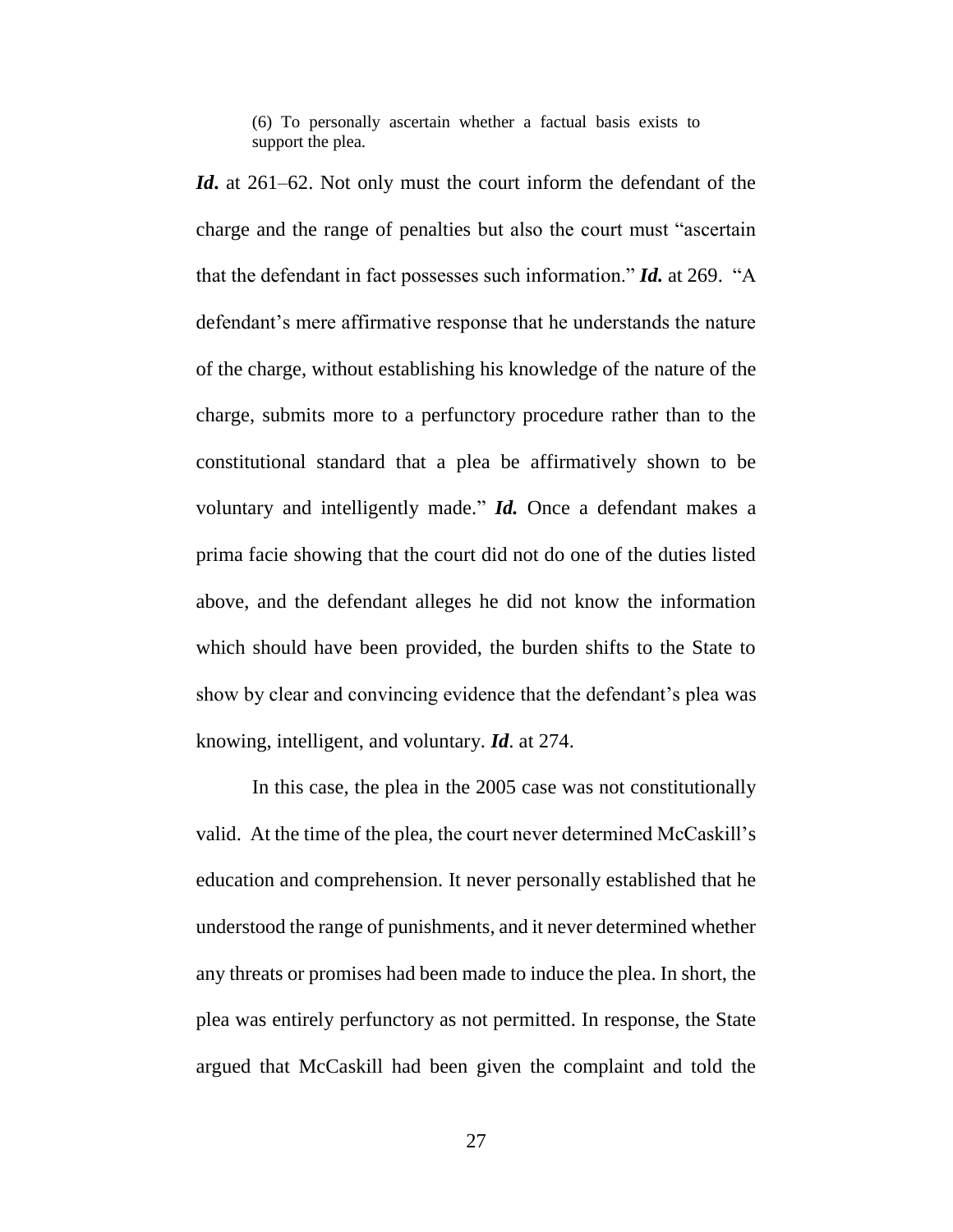(6) To personally ascertain whether a factual basis exists to support the plea.

***Id.*** at 261–62. Not only must the court inform the defendant of the charge and the range of penalties but also the court must "ascertain that the defendant in fact possesses such information." ***Id.*** at 269. "A defendant's mere affirmative response that he understands the nature of the charge, without establishing his knowledge of the nature of the charge, submits more to a perfunctory procedure rather than to the constitutional standard that a plea be affirmatively shown to be voluntary and intelligently made." ***Id.*** Once a defendant makes a prima facie showing that the court did not do one of the duties listed above, and the defendant alleges he did not know the information which should have been provided, the burden shifts to the State to show by clear and convincing evidence that the defendant's plea was knowing, intelligent, and voluntary. ***Id***. at 274.

In this case, the plea in the 2005 case was not constitutionally valid. At the time of the plea, the court never determined McCaskill's education and comprehension. It never personally established that he understood the range of punishments, and it never determined whether any threats or promises had been made to induce the plea. In short, the plea was entirely perfunctory as not permitted. In response, the State argued that McCaskill had been given the complaint and told the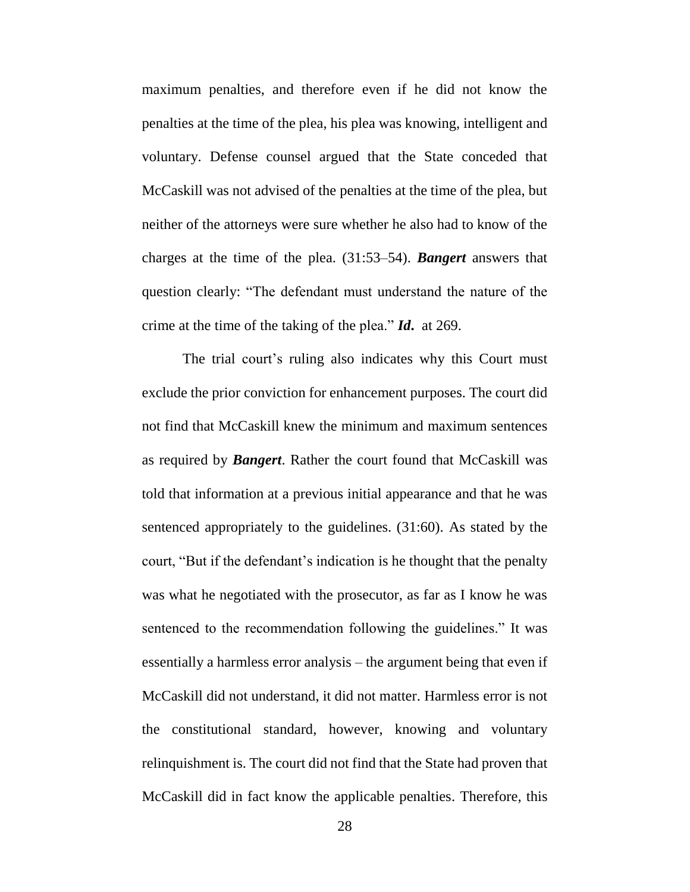maximum penalties, and therefore even if he did not know the penalties at the time of the plea, his plea was knowing, intelligent and voluntary. Defense counsel argued that the State conceded that McCaskill was not advised of the penalties at the time of the plea, but neither of the attorneys were sure whether he also had to know of the charges at the time of the plea. (31:53–54). ***Bangert*** answers that question clearly: "The defendant must understand the nature of the crime at the time of the taking of the plea." ***Id.*** at 269.

The trial court's ruling also indicates why this Court must exclude the prior conviction for enhancement purposes. The court did not find that McCaskill knew the minimum and maximum sentences as required by ***Bangert***. Rather the court found that McCaskill was told that information at a previous initial appearance and that he was sentenced appropriately to the guidelines. (31:60). As stated by the court, "But if the defendant's indication is he thought that the penalty was what he negotiated with the prosecutor, as far as I know he was sentenced to the recommendation following the guidelines." It was essentially a harmless error analysis – the argument being that even if McCaskill did not understand, it did not matter. Harmless error is not the constitutional standard, however, knowing and voluntary relinquishment is. The court did not find that the State had proven that McCaskill did in fact know the applicable penalties. Therefore, this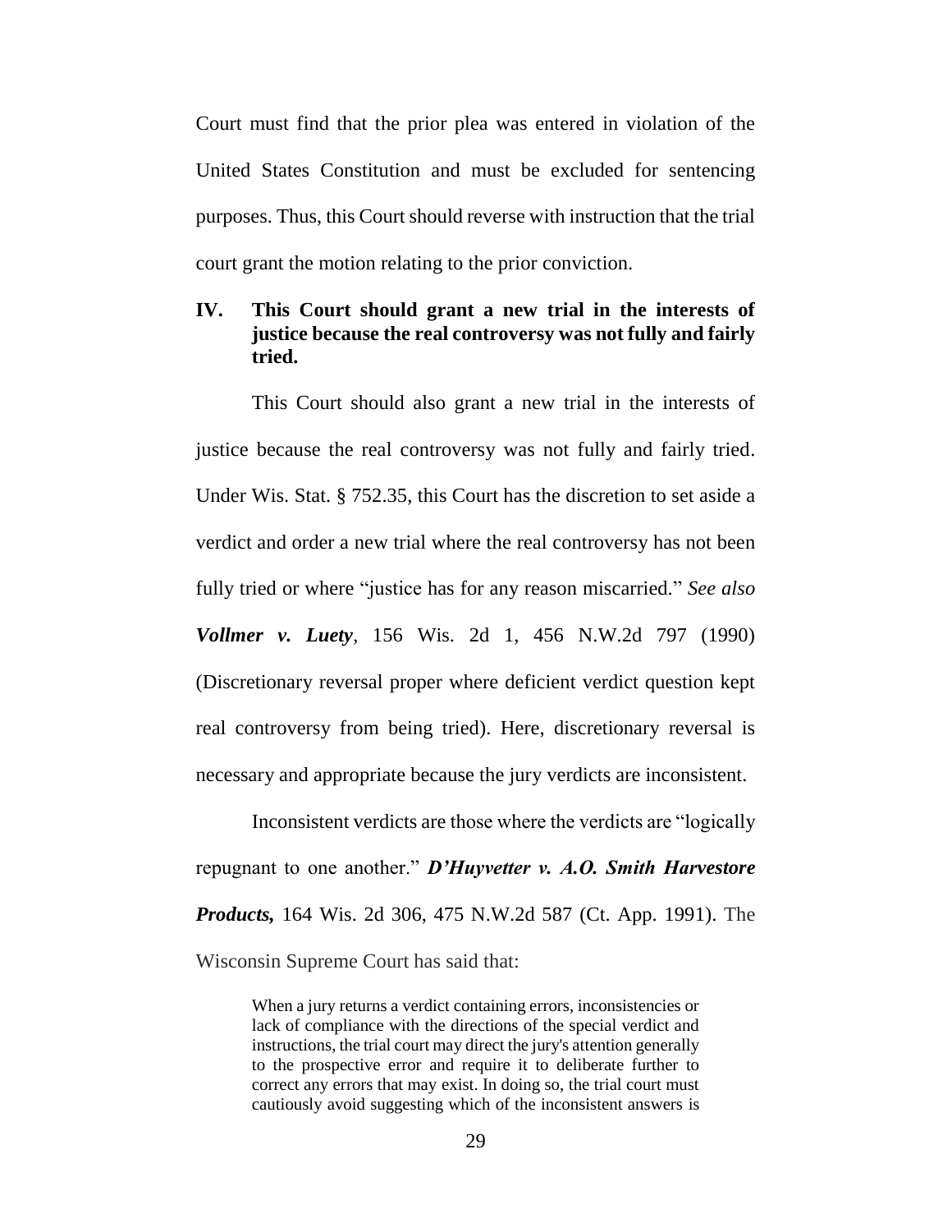Court must find that the prior plea was entered in violation of the United States Constitution and must be excluded for sentencing purposes. Thus, this Court should reverse with instruction that the trial court grant the motion relating to the prior conviction.

## IV. This Court should grant a new trial in the interests of justice because the real controversy was not fully and fairly tried.

This Court should also grant a new trial in the interests of justice because the real controversy was not fully and fairly tried. Under Wis. Stat. § 752.35, this Court has the discretion to set aside a verdict and order a new trial where the real controversy has not been fully tried or where "justice has for any reason miscarried." *See also* ***Vollmer v. Luety***, 156 Wis. 2d 1, 456 N.W.2d 797 (1990) (Discretionary reversal proper where deficient verdict question kept real controversy from being tried). Here, discretionary reversal is necessary and appropriate because the jury verdicts are inconsistent.

Inconsistent verdicts are those where the verdicts are "logically repugnant to one another." ***D'Huyvetter v. A.O. Smith Harvestore Products,*** 164 Wis. 2d 306, 475 N.W.2d 587 (Ct. App. 1991). The Wisconsin Supreme Court has said that:

> When a jury returns a verdict containing errors, inconsistencies or lack of compliance with the directions of the special verdict and instructions, the trial court may direct the jury's attention generally to the prospective error and require it to deliberate further to correct any errors that may exist. In doing so, the trial court must cautiously avoid suggesting which of the inconsistent answers is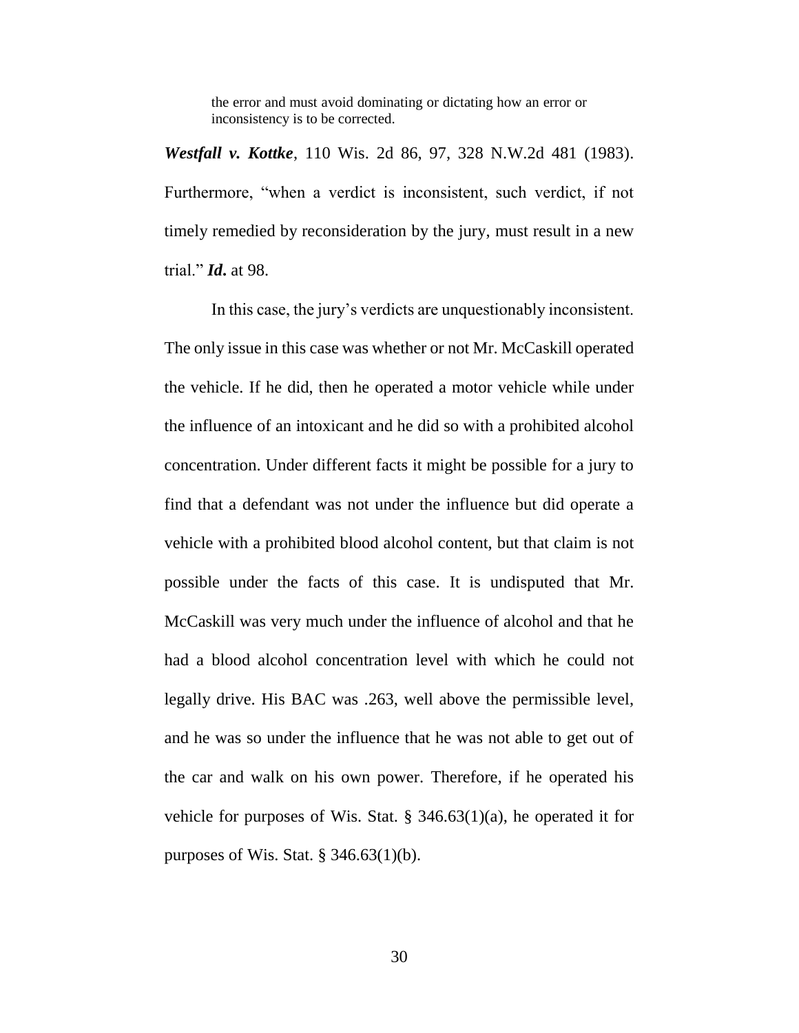> the error and must avoid dominating or dictating how an error or inconsistency is to be corrected.

***Westfall v. Kottke***, 110 Wis. 2d 86, 97, 328 N.W.2d 481 (1983). Furthermore, "when a verdict is inconsistent, such verdict, if not timely remedied by reconsideration by the jury, must result in a new trial." ***Id.*** at 98.

In this case, the jury's verdicts are unquestionably inconsistent. The only issue in this case was whether or not Mr. McCaskill operated the vehicle. If he did, then he operated a motor vehicle while under the influence of an intoxicant and he did so with a prohibited alcohol concentration. Under different facts it might be possible for a jury to find that a defendant was not under the influence but did operate a vehicle with a prohibited blood alcohol content, but that claim is not possible under the facts of this case. It is undisputed that Mr. McCaskill was very much under the influence of alcohol and that he had a blood alcohol concentration level with which he could not legally drive. His BAC was .263, well above the permissible level, and he was so under the influence that he was not able to get out of the car and walk on his own power. Therefore, if he operated his vehicle for purposes of Wis. Stat. § 346.63(1)(a), he operated it for purposes of Wis. Stat. § 346.63(1)(b).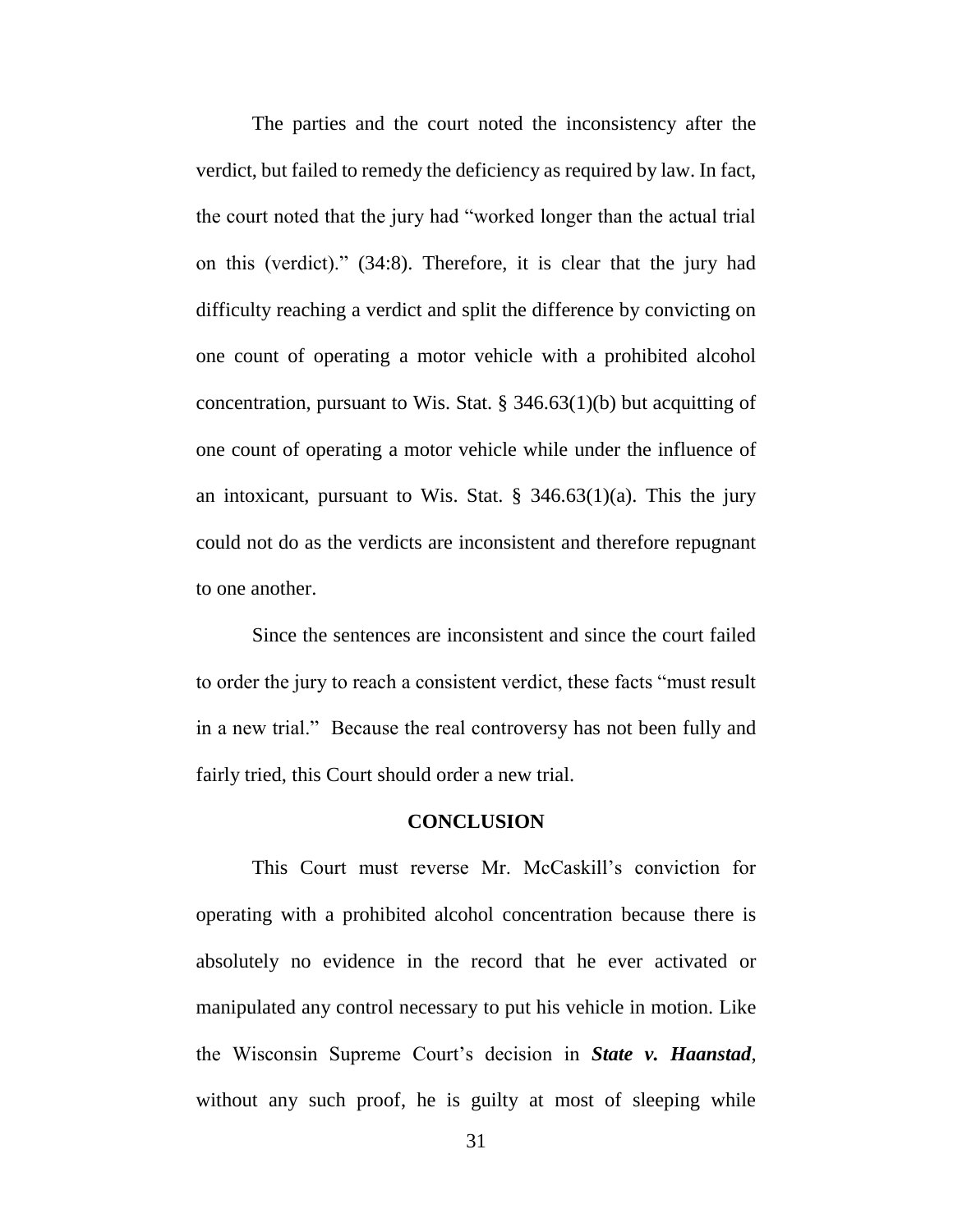The parties and the court noted the inconsistency after the verdict, but failed to remedy the deficiency as required by law. In fact, the court noted that the jury had "worked longer than the actual trial on this (verdict)." (34:8). Therefore, it is clear that the jury had difficulty reaching a verdict and split the difference by convicting on one count of operating a motor vehicle with a prohibited alcohol concentration, pursuant to Wis. Stat. § 346.63(1)(b) but acquitting of one count of operating a motor vehicle while under the influence of an intoxicant, pursuant to Wis. Stat. § 346.63(1)(a). This the jury could not do as the verdicts are inconsistent and therefore repugnant to one another.

Since the sentences are inconsistent and since the court failed to order the jury to reach a consistent verdict, these facts "must result in a new trial." Because the real controversy has not been fully and fairly tried, this Court should order a new trial.

## CONCLUSION

This Court must reverse Mr. McCaskill's conviction for operating with a prohibited alcohol concentration because there is absolutely no evidence in the record that he ever activated or manipulated any control necessary to put his vehicle in motion. Like the Wisconsin Supreme Court's decision in ***State v. Haanstad***, without any such proof, he is guilty at most of sleeping while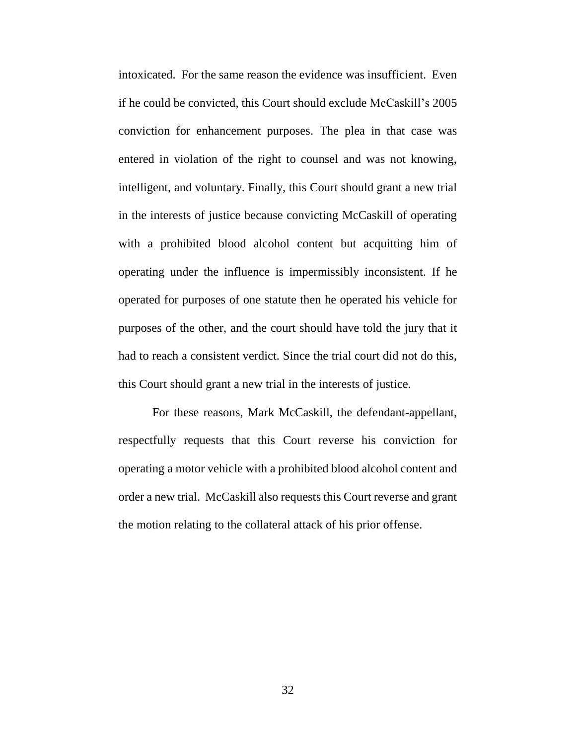intoxicated. For the same reason the evidence was insufficient. Even if he could be convicted, this Court should exclude McCaskill's 2005 conviction for enhancement purposes. The plea in that case was entered in violation of the right to counsel and was not knowing, intelligent, and voluntary. Finally, this Court should grant a new trial in the interests of justice because convicting McCaskill of operating with a prohibited blood alcohol content but acquitting him of operating under the influence is impermissibly inconsistent. If he operated for purposes of one statute then he operated his vehicle for purposes of the other, and the court should have told the jury that it had to reach a consistent verdict. Since the trial court did not do this, this Court should grant a new trial in the interests of justice.

For these reasons, Mark McCaskill, the defendant-appellant, respectfully requests that this Court reverse his conviction for operating a motor vehicle with a prohibited blood alcohol content and order a new trial. McCaskill also requests this Court reverse and grant the motion relating to the collateral attack of his prior offense.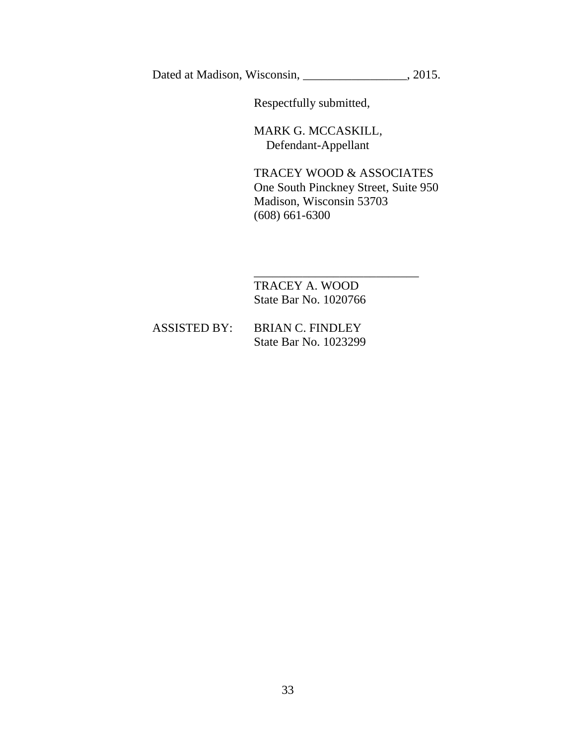Dated at Madison, Wisconsin, _________________, 2015.

Respectfully submitted,

MARK G. MCCASKILL,
Defendant-Appellant

TRACEY WOOD & ASSOCIATES
One South Pinckney Street, Suite 950
Madison, Wisconsin 53703
(608) 661-6300

___________________________
TRACEY A. WOOD
State Bar No. 1020766

ASSISTED BY: BRIAN C. FINDLEY
State Bar No. 1023299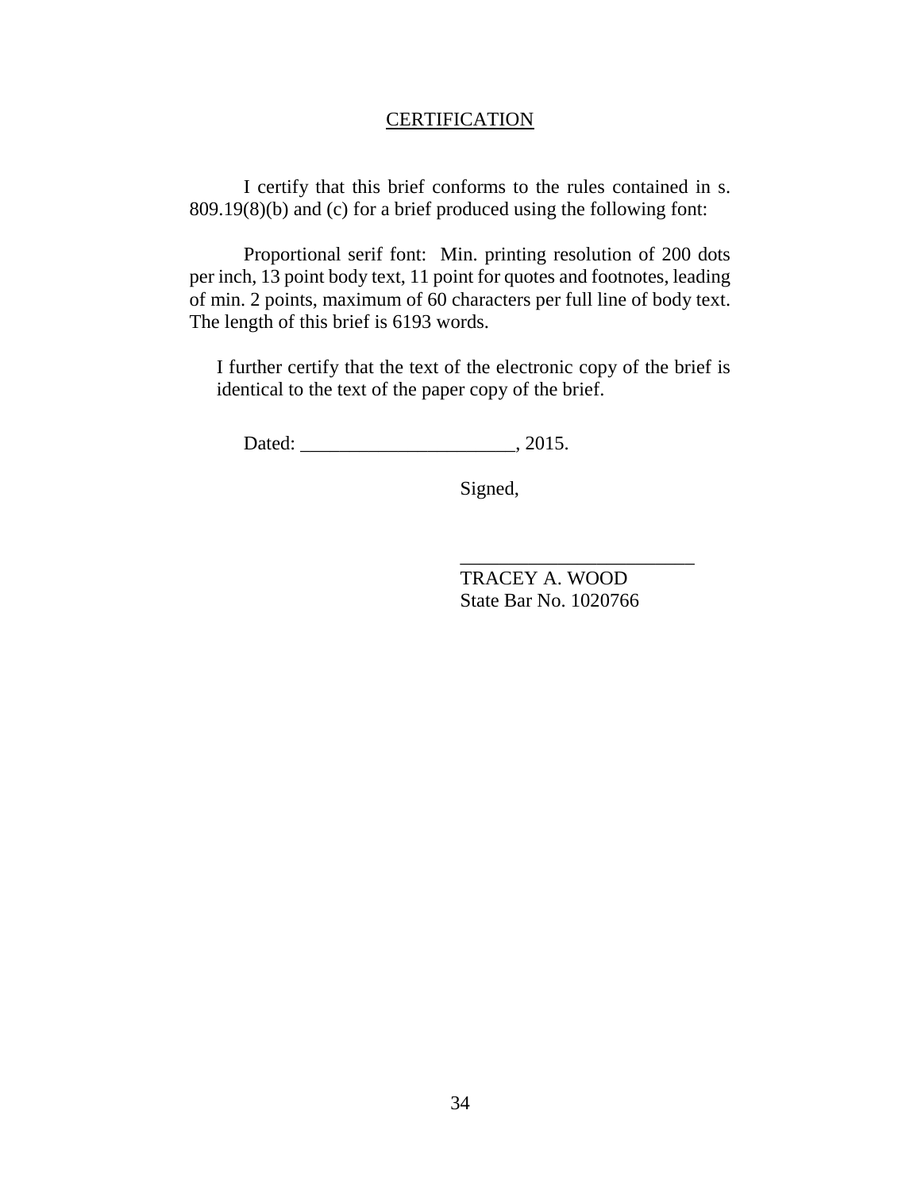## CERTIFICATION

I certify that this brief conforms to the rules contained in s. 809.19(8)(b) and (c) for a brief produced using the following font:

Proportional serif font: Min. printing resolution of 200 dots per inch, 13 point body text, 11 point for quotes and footnotes, leading of min. 2 points, maximum of 60 characters per full line of body text. The length of this brief is 6193 words.

I further certify that the text of the electronic copy of the brief is identical to the text of the paper copy of the brief.

Dated: ______________________, 2015.

Signed,

________________________
TRACEY A. WOOD
State Bar No. 1020766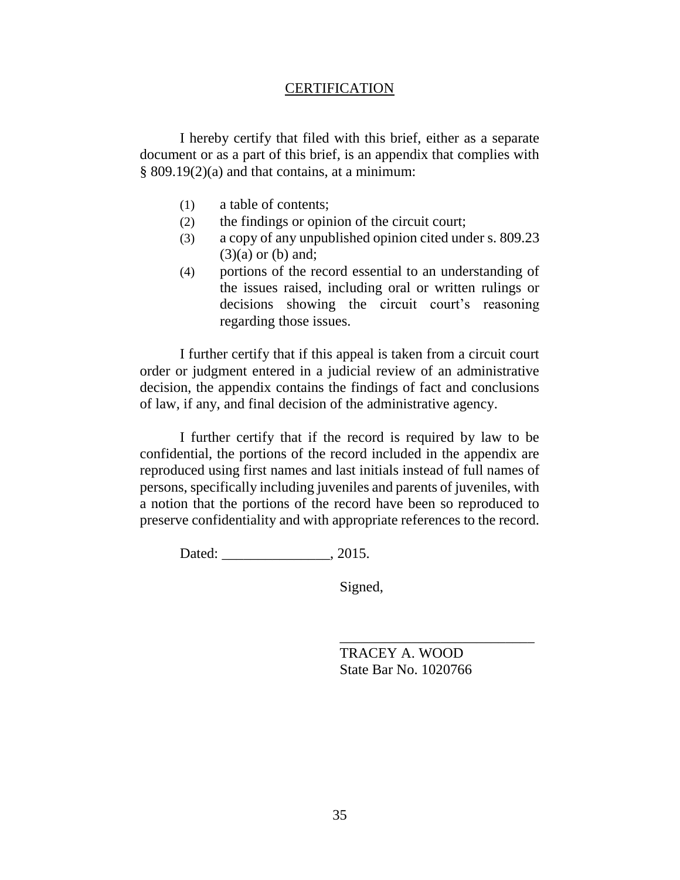## CERTIFICATION

I hereby certify that filed with this brief, either as a separate document or as a part of this brief, is an appendix that complies with § 809.19(2)(a) and that contains, at a minimum:

(1) a table of contents;

(2) the findings or opinion of the circuit court;

(3) a copy of any unpublished opinion cited under s. 809.23 (3)(a) or (b) and;

(4) portions of the record essential to an understanding of the issues raised, including oral or written rulings or decisions showing the circuit court's reasoning regarding those issues.

I further certify that if this appeal is taken from a circuit court order or judgment entered in a judicial review of an administrative decision, the appendix contains the findings of fact and conclusions of law, if any, and final decision of the administrative agency.

I further certify that if the record is required by law to be confidential, the portions of the record included in the appendix are reproduced using first names and last initials instead of full names of persons, specifically including juveniles and parents of juveniles, with a notion that the portions of the record have been so reproduced to preserve confidentiality and with appropriate references to the record.

Dated: _______________, 2015.

Signed,

___________________________

TRACEY A. WOOD
State Bar No. 1020766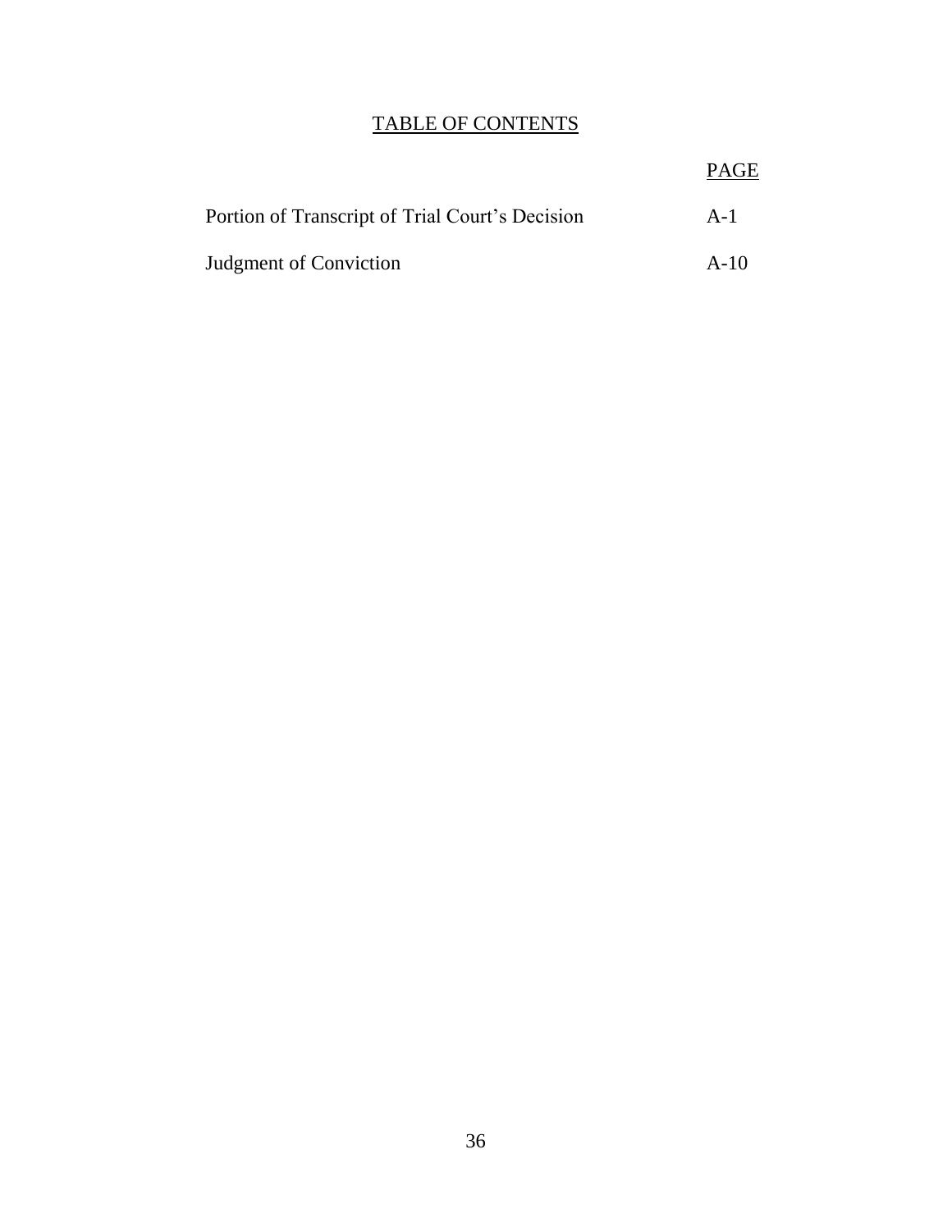# TABLE OF CONTENTS

| | PAGE |
|---|---|
| Portion of Transcript of Trial Court's Decision | A-1 |
| Judgment of Conviction | A-10 |